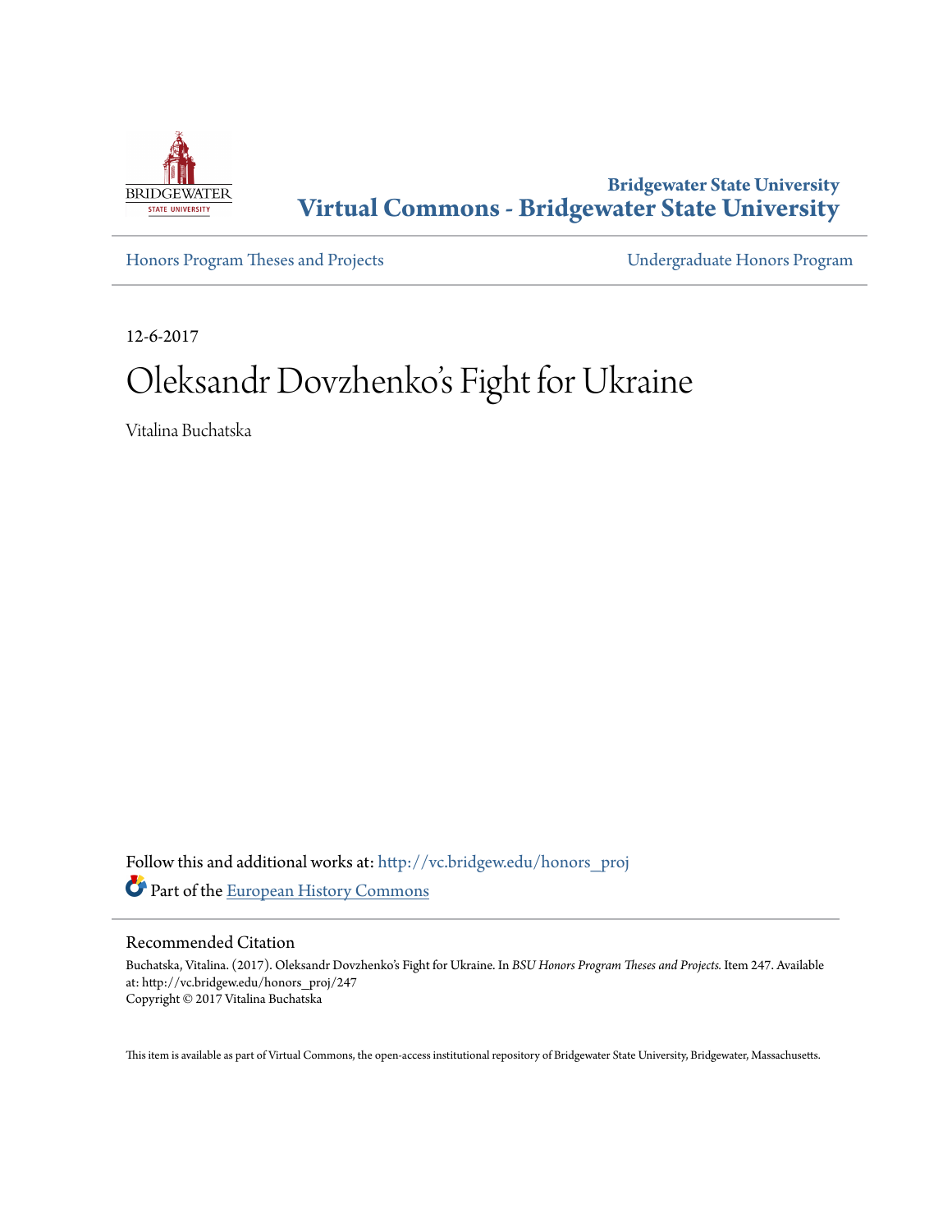Bridgewater State University

**Virtual Commons - Bridgewater State University**

Honors Program Theses and Projects

Undergraduate Honors Program

12-6-2017

# Oleksandr Dovzhenko's Fight for Ukraine

Vitalina Buchatska

Follow this and additional works at: http://vc.bridgew.edu/honors_proj

Part of the European History Commons

## Recommended Citation

Buchatska, Vitalina. (2017). Oleksandr Dovzhenko's Fight for Ukraine. In *BSU Honors Program Theses and Projects.* Item 247. Available at: http://vc.bridgew.edu/honors_proj/247
Copyright © 2017 Vitalina Buchatska

This item is available as part of Virtual Commons, the open-access institutional repository of Bridgewater State University, Bridgewater, Massachusetts.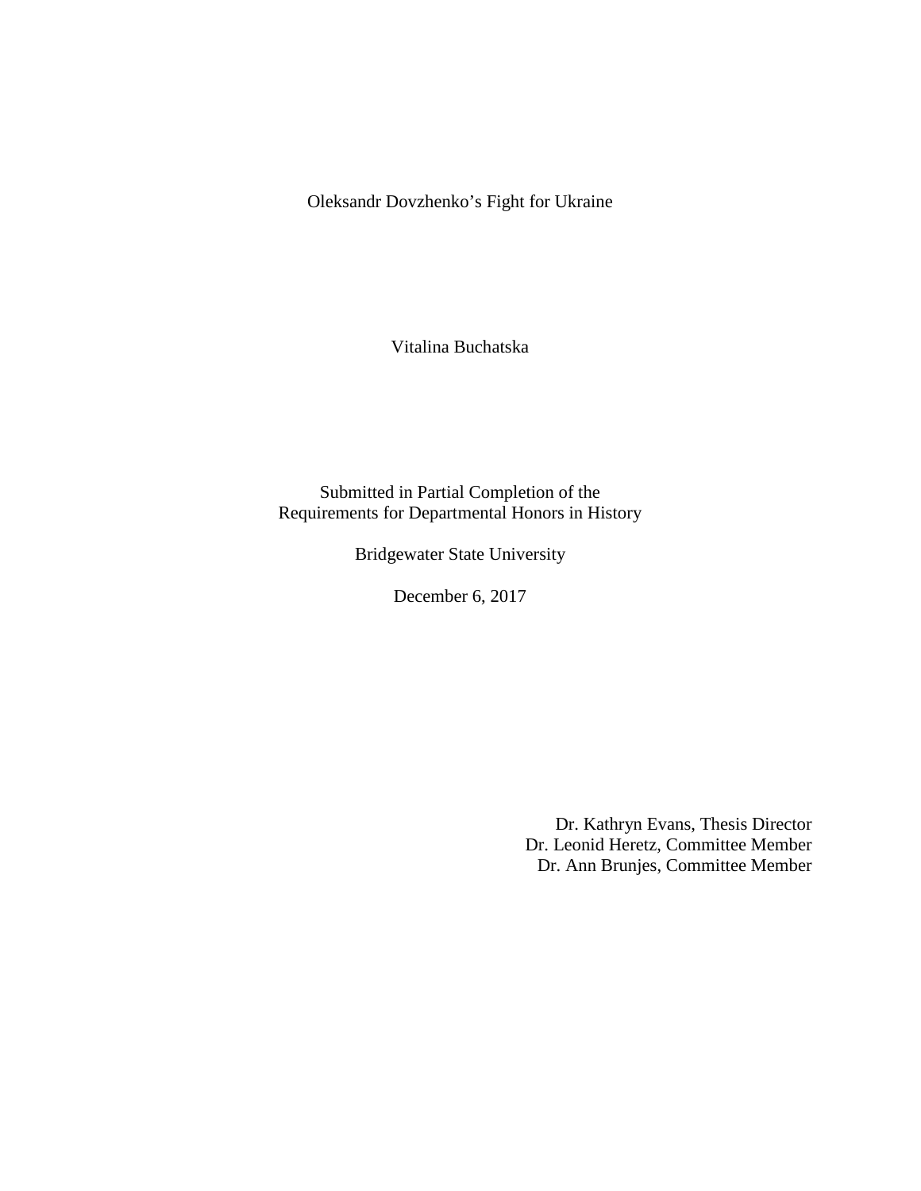# Oleksandr Dovzhenko's Fight for Ukraine

Vitalina Buchatska

Submitted in Partial Completion of the
Requirements for Departmental Honors in History

Bridgewater State University

December 6, 2017

Dr. Kathryn Evans, Thesis Director
Dr. Leonid Heretz, Committee Member
Dr. Ann Brunjes, Committee Member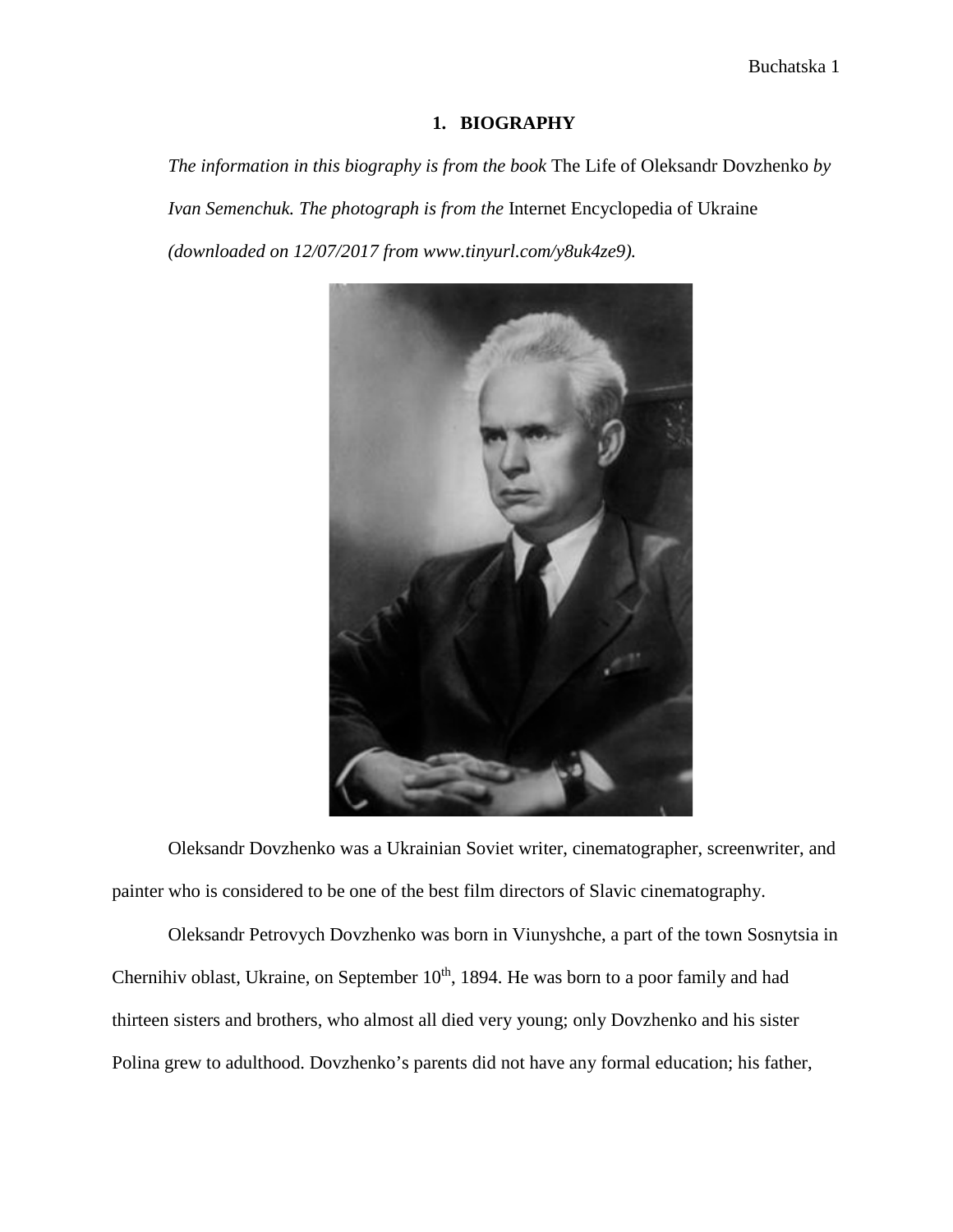# 1. BIOGRAPHY

*The information in this biography is from the book* The Life of Oleksandr Dovzhenko *by Ivan Semenchuk. The photograph is from the* Internet Encyclopedia of Ukraine *(downloaded on 12/07/2017 from www.tinyurl.com/y8uk4ze9).*

Oleksandr Dovzhenko was a Ukrainian Soviet writer, cinematographer, screenwriter, and painter who is considered to be one of the best film directors of Slavic cinematography.

Oleksandr Petrovych Dovzhenko was born in Viunyshche, a part of the town Sosnytsia in Chernihiv oblast, Ukraine, on September 10th, 1894. He was born to a poor family and had thirteen sisters and brothers, who almost all died very young; only Dovzhenko and his sister Polina grew to adulthood. Dovzhenko's parents did not have any formal education; his father,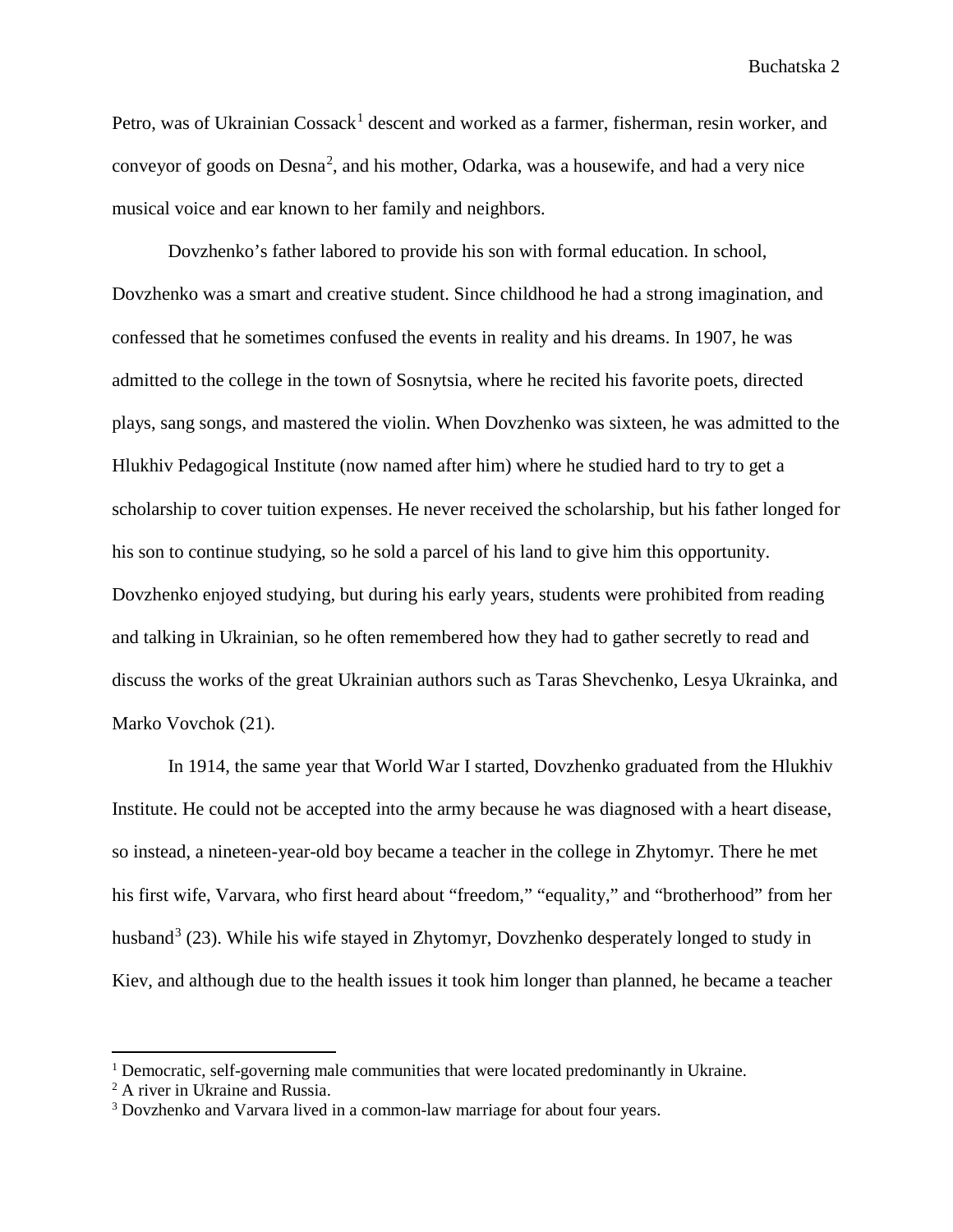Petro, was of Ukrainian Cossack[1] descent and worked as a farmer, fisherman, resin worker, and conveyor of goods on Desna[2], and his mother, Odarka, was a housewife, and had a very nice musical voice and ear known to her family and neighbors.

Dovzhenko's father labored to provide his son with formal education. In school, Dovzhenko was a smart and creative student. Since childhood he had a strong imagination, and confessed that he sometimes confused the events in reality and his dreams. In 1907, he was admitted to the college in the town of Sosnytsia, where he recited his favorite poets, directed plays, sang songs, and mastered the violin. When Dovzhenko was sixteen, he was admitted to the Hlukhiv Pedagogical Institute (now named after him) where he studied hard to try to get a scholarship to cover tuition expenses. He never received the scholarship, but his father longed for his son to continue studying, so he sold a parcel of his land to give him this opportunity. Dovzhenko enjoyed studying, but during his early years, students were prohibited from reading and talking in Ukrainian, so he often remembered how they had to gather secretly to read and discuss the works of the great Ukrainian authors such as Taras Shevchenko, Lesya Ukrainka, and Marko Vovchok (21).

In 1914, the same year that World War I started, Dovzhenko graduated from the Hlukhiv Institute. He could not be accepted into the army because he was diagnosed with a heart disease, so instead, a nineteen-year-old boy became a teacher in the college in Zhytomyr. There he met his first wife, Varvara, who first heard about "freedom," "equality," and "brotherhood" from her husband[3] (23). While his wife stayed in Zhytomyr, Dovzhenko desperately longed to study in Kiev, and although due to the health issues it took him longer than planned, he became a teacher

---

[1] Democratic, self-governing male communities that were located predominantly in Ukraine.

[2] A river in Ukraine and Russia.

[3] Dovzhenko and Varvara lived in a common-law marriage for about four years.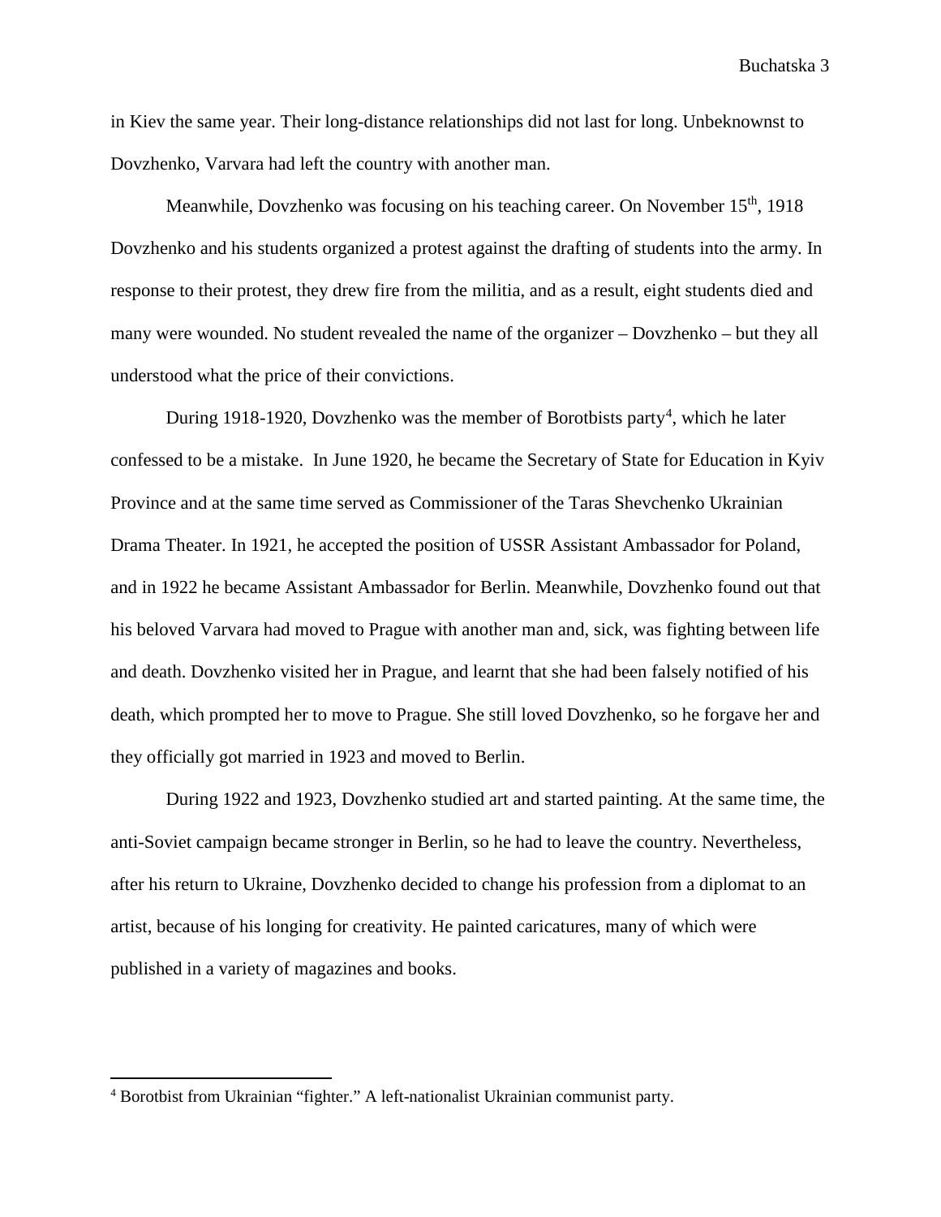in Kiev the same year. Their long-distance relationships did not last for long. Unbeknownst to Dovzhenko, Varvara had left the country with another man.

Meanwhile, Dovzhenko was focusing on his teaching career. On November 15th, 1918 Dovzhenko and his students organized a protest against the drafting of students into the army. In response to their protest, they drew fire from the militia, and as a result, eight students died and many were wounded. No student revealed the name of the organizer – Dovzhenko – but they all understood what the price of their convictions.

During 1918-1920, Dovzhenko was the member of Borotbists party[4], which he later confessed to be a mistake. In June 1920, he became the Secretary of State for Education in Kyiv Province and at the same time served as Commissioner of the Taras Shevchenko Ukrainian Drama Theater. In 1921, he accepted the position of USSR Assistant Ambassador for Poland, and in 1922 he became Assistant Ambassador for Berlin. Meanwhile, Dovzhenko found out that his beloved Varvara had moved to Prague with another man and, sick, was fighting between life and death. Dovzhenko visited her in Prague, and learnt that she had been falsely notified of his death, which prompted her to move to Prague. She still loved Dovzhenko, so he forgave her and they officially got married in 1923 and moved to Berlin.

During 1922 and 1923, Dovzhenko studied art and started painting. At the same time, the anti-Soviet campaign became stronger in Berlin, so he had to leave the country. Nevertheless, after his return to Ukraine, Dovzhenko decided to change his profession from a diplomat to an artist, because of his longing for creativity. He painted caricatures, many of which were published in a variety of magazines and books.

[4] Borotbist from Ukrainian "fighter." A left-nationalist Ukrainian communist party.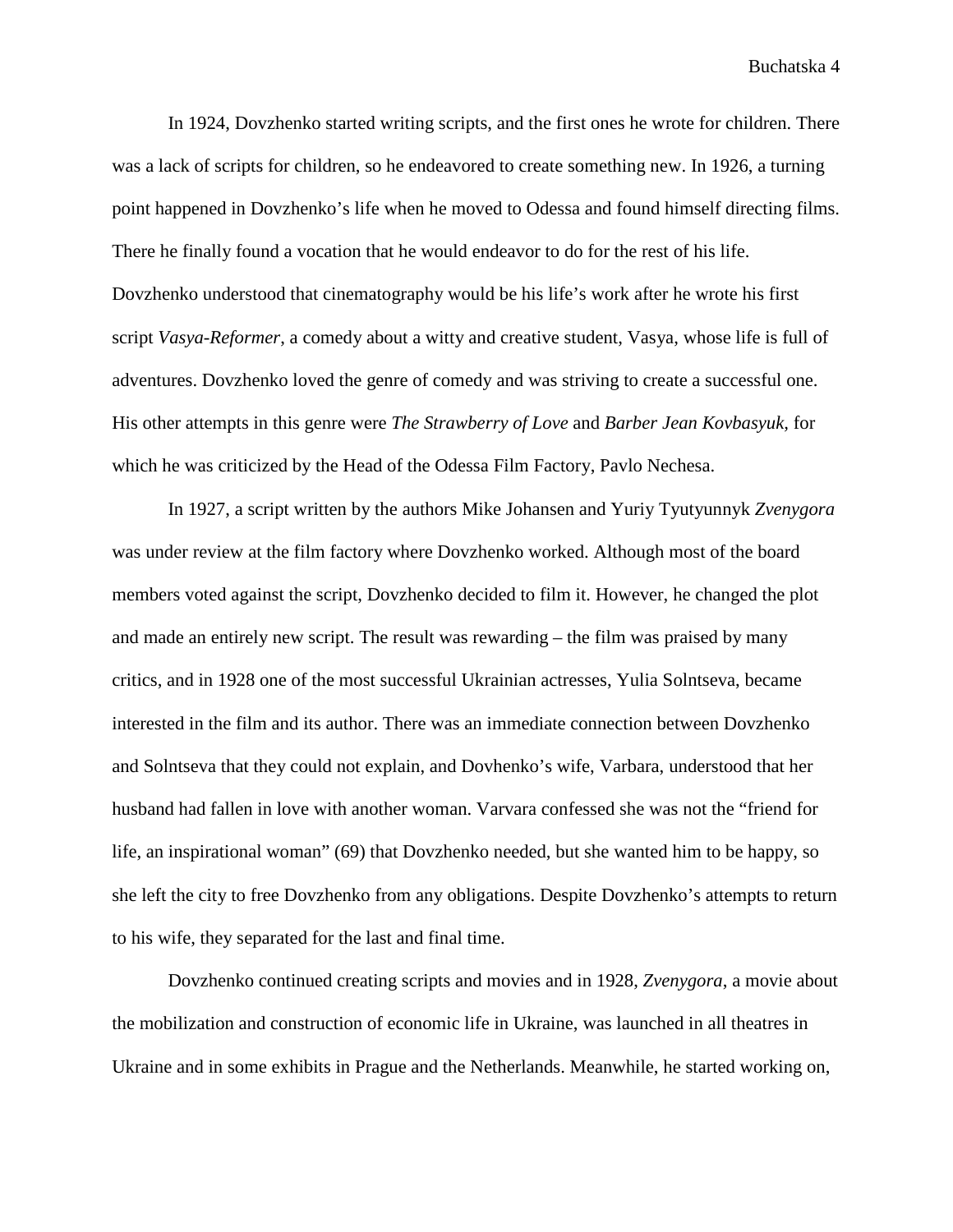In 1924, Dovzhenko started writing scripts, and the first ones he wrote for children. There was a lack of scripts for children, so he endeavored to create something new. In 1926, a turning point happened in Dovzhenko's life when he moved to Odessa and found himself directing films. There he finally found a vocation that he would endeavor to do for the rest of his life. Dovzhenko understood that cinematography would be his life's work after he wrote his first script *Vasya-Reformer*, a comedy about a witty and creative student, Vasya, whose life is full of adventures. Dovzhenko loved the genre of comedy and was striving to create a successful one. His other attempts in this genre were *The Strawberry of Love* and *Barber Jean Kovbasyuk*, for which he was criticized by the Head of the Odessa Film Factory, Pavlo Nechesa.

In 1927, a script written by the authors Mike Johansen and Yuriy Tyutyunnyk *Zvenygora* was under review at the film factory where Dovzhenko worked. Although most of the board members voted against the script, Dovzhenko decided to film it. However, he changed the plot and made an entirely new script. The result was rewarding – the film was praised by many critics, and in 1928 one of the most successful Ukrainian actresses, Yulia Solntseva, became interested in the film and its author. There was an immediate connection between Dovzhenko and Solntseva that they could not explain, and Dovhenko's wife, Varbara, understood that her husband had fallen in love with another woman. Varvara confessed she was not the "friend for life, an inspirational woman" (69) that Dovzhenko needed, but she wanted him to be happy, so she left the city to free Dovzhenko from any obligations. Despite Dovzhenko's attempts to return to his wife, they separated for the last and final time.

Dovzhenko continued creating scripts and movies and in 1928, *Zvenygora,* a movie about the mobilization and construction of economic life in Ukraine, was launched in all theatres in Ukraine and in some exhibits in Prague and the Netherlands. Meanwhile, he started working on,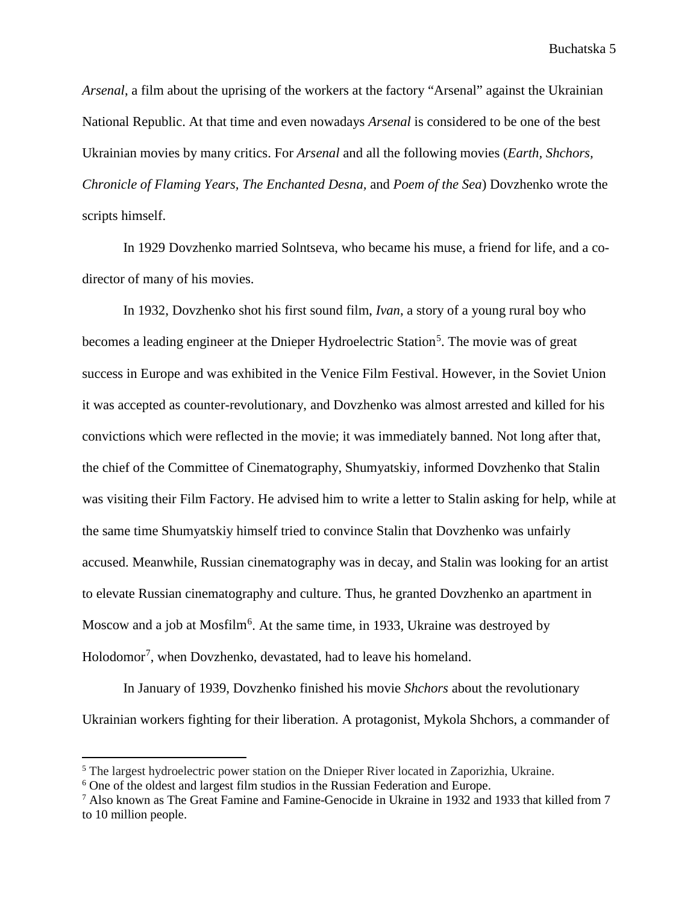*Arsenal*, a film about the uprising of the workers at the factory "Arsenal" against the Ukrainian National Republic. At that time and even nowadays *Arsenal* is considered to be one of the best Ukrainian movies by many critics. For *Arsenal* and all the following movies (*Earth, Shchors, Chronicle of Flaming Years, The Enchanted Desna,* and *Poem of the Sea*) Dovzhenko wrote the scripts himself.

In 1929 Dovzhenko married Solntseva, who became his muse, a friend for life, and a co-director of many of his movies.

In 1932, Dovzhenko shot his first sound film, *Ivan*, a story of a young rural boy who becomes a leading engineer at the Dnieper Hydroelectric Station[5]. The movie was of great success in Europe and was exhibited in the Venice Film Festival. However, in the Soviet Union it was accepted as counter-revolutionary, and Dovzhenko was almost arrested and killed for his convictions which were reflected in the movie; it was immediately banned. Not long after that, the chief of the Committee of Cinematography, Shumyatskiy, informed Dovzhenko that Stalin was visiting their Film Factory. He advised him to write a letter to Stalin asking for help, while at the same time Shumyatskiy himself tried to convince Stalin that Dovzhenko was unfairly accused. Meanwhile, Russian cinematography was in decay, and Stalin was looking for an artist to elevate Russian cinematography and culture. Thus, he granted Dovzhenko an apartment in Moscow and a job at Mosfilm[6]. At the same time, in 1933, Ukraine was destroyed by Holodomor[7], when Dovzhenko, devastated, had to leave his homeland.

In January of 1939, Dovzhenko finished his movie *Shchors* about the revolutionary Ukrainian workers fighting for their liberation. A protagonist, Mykola Shchors, a commander of

---

[5] The largest hydroelectric power station on the Dnieper River located in Zaporizhia, Ukraine.

[6] One of the oldest and largest film studios in the Russian Federation and Europe.

[7] Also known as The Great Famine and Famine-Genocide in Ukraine in 1932 and 1933 that killed from 7 to 10 million people.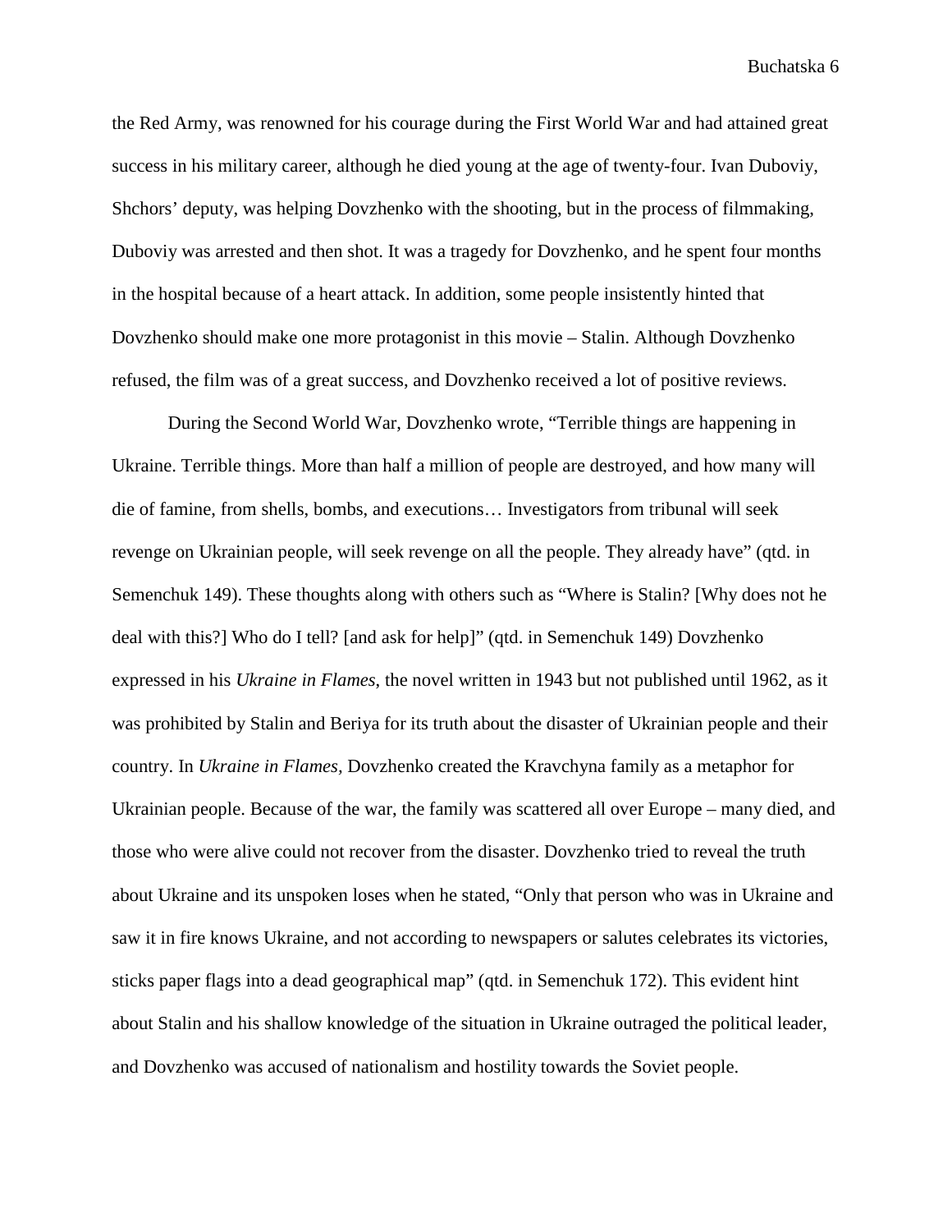the Red Army, was renowned for his courage during the First World War and had attained great success in his military career, although he died young at the age of twenty-four. Ivan Duboviy, Shchors' deputy, was helping Dovzhenko with the shooting, but in the process of filmmaking, Duboviy was arrested and then shot. It was a tragedy for Dovzhenko, and he spent four months in the hospital because of a heart attack. In addition, some people insistently hinted that Dovzhenko should make one more protagonist in this movie – Stalin. Although Dovzhenko refused, the film was of a great success, and Dovzhenko received a lot of positive reviews.

During the Second World War, Dovzhenko wrote, "Terrible things are happening in Ukraine. Terrible things. More than half a million of people are destroyed, and how many will die of famine, from shells, bombs, and executions… Investigators from tribunal will seek revenge on Ukrainian people, will seek revenge on all the people. They already have" (qtd. in Semenchuk 149). These thoughts along with others such as "Where is Stalin? [Why does not he deal with this?] Who do I tell? [and ask for help]" (qtd. in Semenchuk 149) Dovzhenko expressed in his *Ukraine in Flames*, the novel written in 1943 but not published until 1962, as it was prohibited by Stalin and Beriya for its truth about the disaster of Ukrainian people and their country. In *Ukraine in Flames,* Dovzhenko created the Kravchyna family as a metaphor for Ukrainian people. Because of the war, the family was scattered all over Europe – many died, and those who were alive could not recover from the disaster. Dovzhenko tried to reveal the truth about Ukraine and its unspoken loses when he stated, "Only that person who was in Ukraine and saw it in fire knows Ukraine, and not according to newspapers or salutes celebrates its victories, sticks paper flags into a dead geographical map" (qtd. in Semenchuk 172). This evident hint about Stalin and his shallow knowledge of the situation in Ukraine outraged the political leader, and Dovzhenko was accused of nationalism and hostility towards the Soviet people.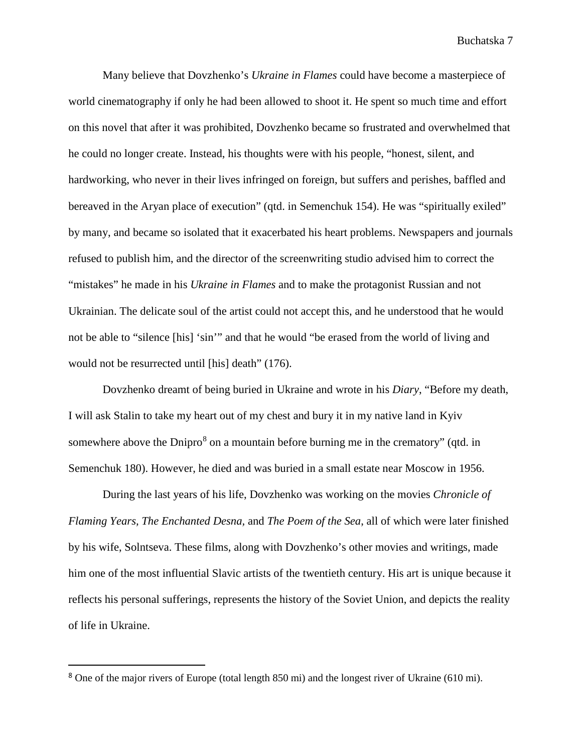Many believe that Dovzhenko's *Ukraine in Flames* could have become a masterpiece of world cinematography if only he had been allowed to shoot it. He spent so much time and effort on this novel that after it was prohibited, Dovzhenko became so frustrated and overwhelmed that he could no longer create. Instead, his thoughts were with his people, "honest, silent, and hardworking, who never in their lives infringed on foreign, but suffers and perishes, baffled and bereaved in the Aryan place of execution" (qtd. in Semenchuk 154). He was "spiritually exiled" by many, and became so isolated that it exacerbated his heart problems. Newspapers and journals refused to publish him, and the director of the screenwriting studio advised him to correct the "mistakes" he made in his *Ukraine in Flames* and to make the protagonist Russian and not Ukrainian. The delicate soul of the artist could not accept this, and he understood that he would not be able to "silence [his] 'sin'" and that he would "be erased from the world of living and would not be resurrected until [his] death" (176).

Dovzhenko dreamt of being buried in Ukraine and wrote in his *Diary*, "Before my death, I will ask Stalin to take my heart out of my chest and bury it in my native land in Kyiv somewhere above the Dnipro[8] on a mountain before burning me in the crematory" (qtd. in Semenchuk 180). However, he died and was buried in a small estate near Moscow in 1956.

During the last years of his life, Dovzhenko was working on the movies *Chronicle of Flaming Years*, *The Enchanted Desna*, and *The Poem of the Sea*, all of which were later finished by his wife, Solntseva. These films, along with Dovzhenko's other movies and writings, made him one of the most influential Slavic artists of the twentieth century. His art is unique because it reflects his personal sufferings, represents the history of the Soviet Union, and depicts the reality of life in Ukraine.

---

[8] One of the major rivers of Europe (total length 850 mi) and the longest river of Ukraine (610 mi).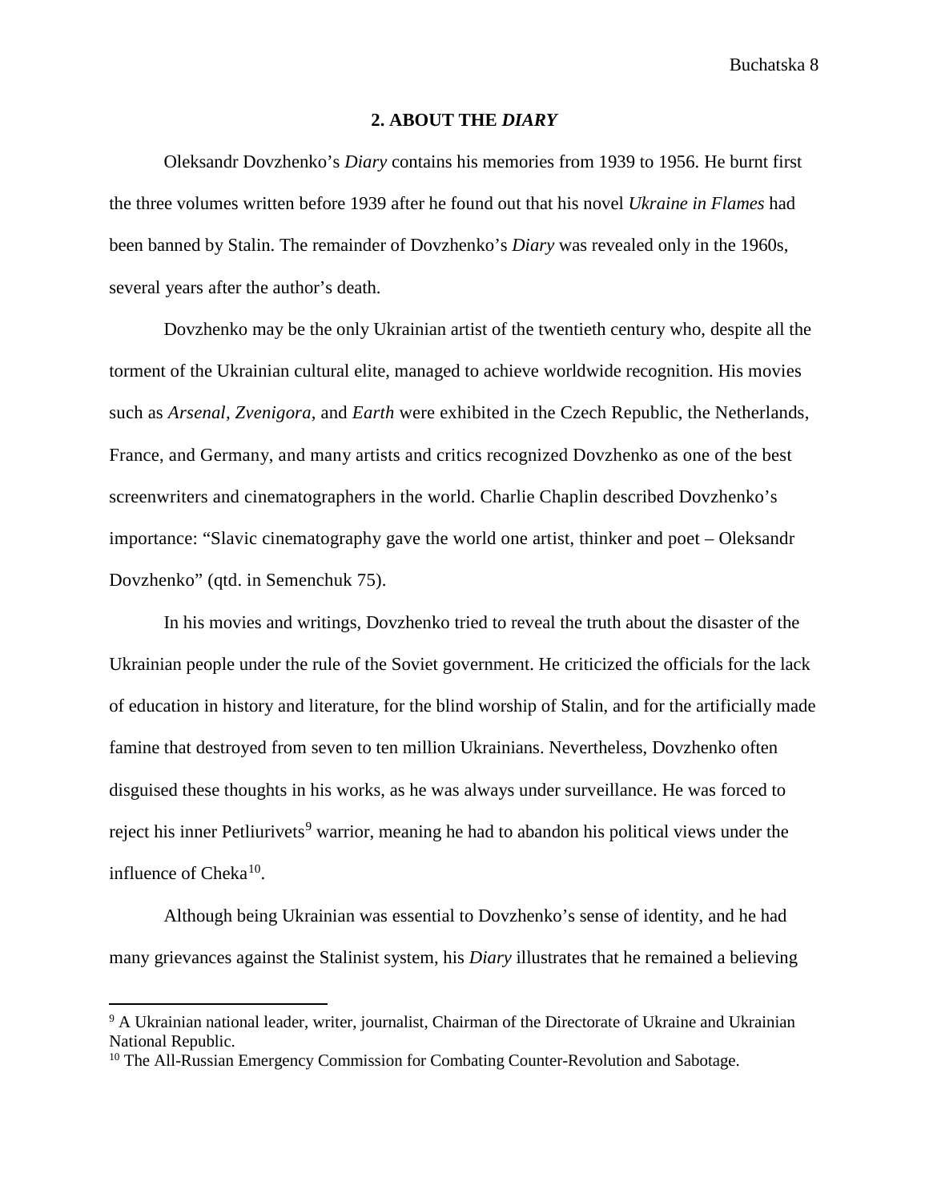## 2. ABOUT THE *DIARY*

Oleksandr Dovzhenko's *Diary* contains his memories from 1939 to 1956. He burnt first the three volumes written before 1939 after he found out that his novel *Ukraine in Flames* had been banned by Stalin. The remainder of Dovzhenko's *Diary* was revealed only in the 1960s, several years after the author's death.

Dovzhenko may be the only Ukrainian artist of the twentieth century who, despite all the torment of the Ukrainian cultural elite, managed to achieve worldwide recognition. His movies such as *Arsenal, Zvenigora,* and *Earth* were exhibited in the Czech Republic, the Netherlands, France, and Germany, and many artists and critics recognized Dovzhenko as one of the best screenwriters and cinematographers in the world. Charlie Chaplin described Dovzhenko's importance: "Slavic cinematography gave the world one artist, thinker and poet – Oleksandr Dovzhenko" (qtd. in Semenchuk 75).

In his movies and writings, Dovzhenko tried to reveal the truth about the disaster of the Ukrainian people under the rule of the Soviet government. He criticized the officials for the lack of education in history and literature, for the blind worship of Stalin, and for the artificially made famine that destroyed from seven to ten million Ukrainians. Nevertheless, Dovzhenko often disguised these thoughts in his works, as he was always under surveillance. He was forced to reject his inner Petliurivets[9] warrior, meaning he had to abandon his political views under the influence of Cheka[10].

Although being Ukrainian was essential to Dovzhenko's sense of identity, and he had many grievances against the Stalinist system, his *Diary* illustrates that he remained a believing

---

[9] A Ukrainian national leader, writer, journalist, Chairman of the Directorate of Ukraine and Ukrainian National Republic.

[10] The All-Russian Emergency Commission for Combating Counter-Revolution and Sabotage.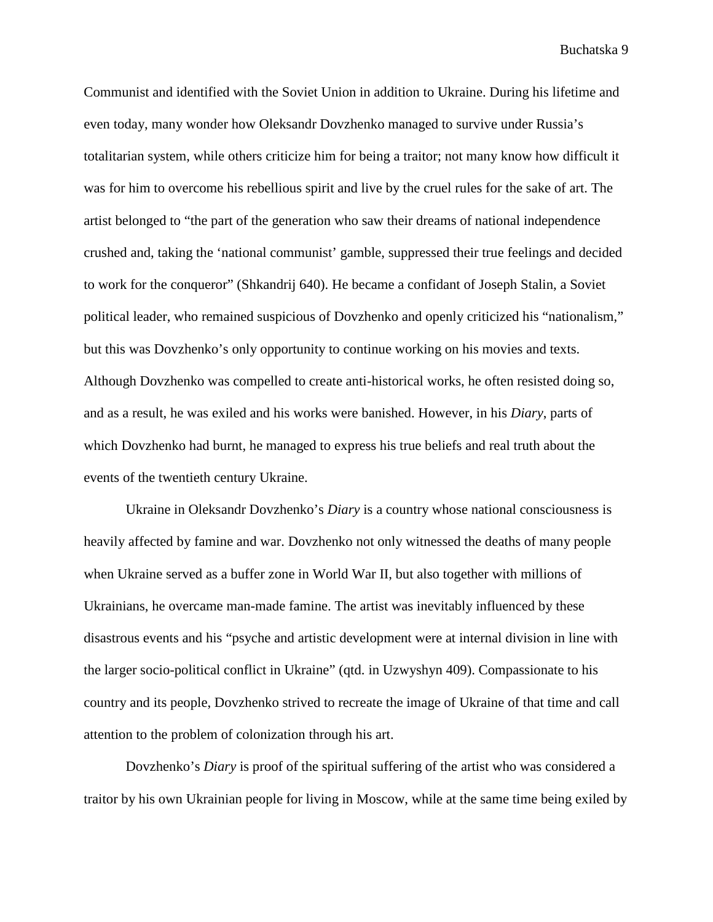Communist and identified with the Soviet Union in addition to Ukraine. During his lifetime and even today, many wonder how Oleksandr Dovzhenko managed to survive under Russia's totalitarian system, while others criticize him for being a traitor; not many know how difficult it was for him to overcome his rebellious spirit and live by the cruel rules for the sake of art. The artist belonged to "the part of the generation who saw their dreams of national independence crushed and, taking the 'national communist' gamble, suppressed their true feelings and decided to work for the conqueror" (Shkandrij 640). He became a confidant of Joseph Stalin, a Soviet political leader, who remained suspicious of Dovzhenko and openly criticized his "nationalism," but this was Dovzhenko's only opportunity to continue working on his movies and texts. Although Dovzhenko was compelled to create anti-historical works, he often resisted doing so, and as a result, he was exiled and his works were banished. However, in his *Diary*, parts of which Dovzhenko had burnt, he managed to express his true beliefs and real truth about the events of the twentieth century Ukraine.

Ukraine in Oleksandr Dovzhenko's *Diary* is a country whose national consciousness is heavily affected by famine and war. Dovzhenko not only witnessed the deaths of many people when Ukraine served as a buffer zone in World War II, but also together with millions of Ukrainians, he overcame man-made famine. The artist was inevitably influenced by these disastrous events and his "psyche and artistic development were at internal division in line with the larger socio-political conflict in Ukraine" (qtd. in Uzwyshyn 409). Compassionate to his country and its people, Dovzhenko strived to recreate the image of Ukraine of that time and call attention to the problem of colonization through his art.

Dovzhenko's *Diary* is proof of the spiritual suffering of the artist who was considered a traitor by his own Ukrainian people for living in Moscow, while at the same time being exiled by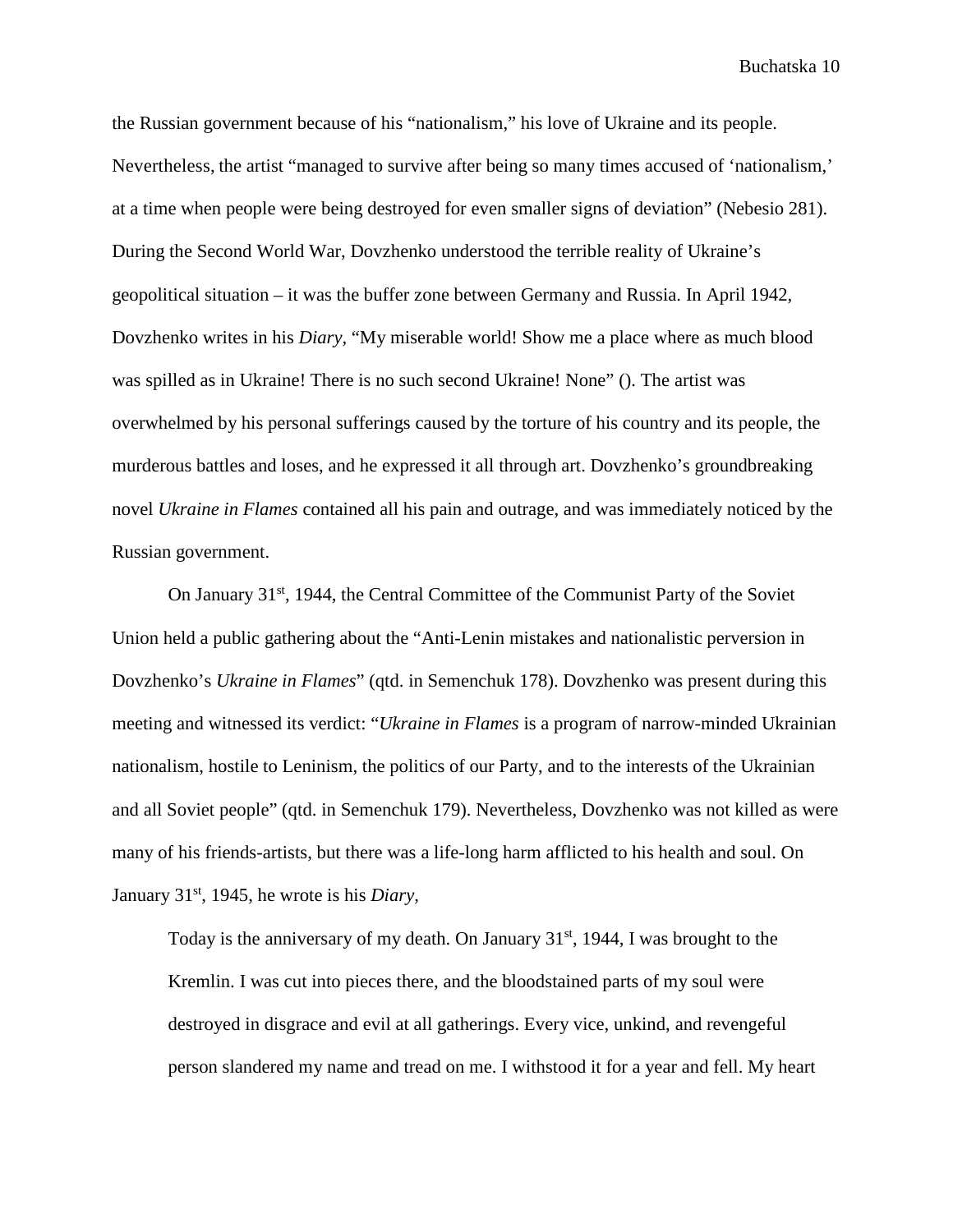the Russian government because of his "nationalism," his love of Ukraine and its people. Nevertheless, the artist "managed to survive after being so many times accused of 'nationalism,' at a time when people were being destroyed for even smaller signs of deviation" (Nebesio 281). During the Second World War, Dovzhenko understood the terrible reality of Ukraine's geopolitical situation – it was the buffer zone between Germany and Russia. In April 1942, Dovzhenko writes in his *Diary,* "My miserable world! Show me a place where as much blood was spilled as in Ukraine! There is no such second Ukraine! None" (). The artist was overwhelmed by his personal sufferings caused by the torture of his country and its people, the murderous battles and loses, and he expressed it all through art. Dovzhenko's groundbreaking novel *Ukraine in Flames* contained all his pain and outrage, and was immediately noticed by the Russian government.

On January 31st, 1944, the Central Committee of the Communist Party of the Soviet Union held a public gathering about the "Anti-Lenin mistakes and nationalistic perversion in Dovzhenko's *Ukraine in Flames*" (qtd. in Semenchuk 178). Dovzhenko was present during this meeting and witnessed its verdict: "*Ukraine in Flames* is a program of narrow-minded Ukrainian nationalism, hostile to Leninism, the politics of our Party, and to the interests of the Ukrainian and all Soviet people" (qtd. in Semenchuk 179). Nevertheless, Dovzhenko was not killed as were many of his friends-artists, but there was a life-long harm afflicted to his health and soul. On January 31st, 1945, he wrote is his *Diary,*

> Today is the anniversary of my death. On January 31st, 1944, I was brought to the Kremlin. I was cut into pieces there, and the bloodstained parts of my soul were destroyed in disgrace and evil at all gatherings. Every vice, unkind, and revengeful person slandered my name and tread on me. I withstood it for a year and fell. My heart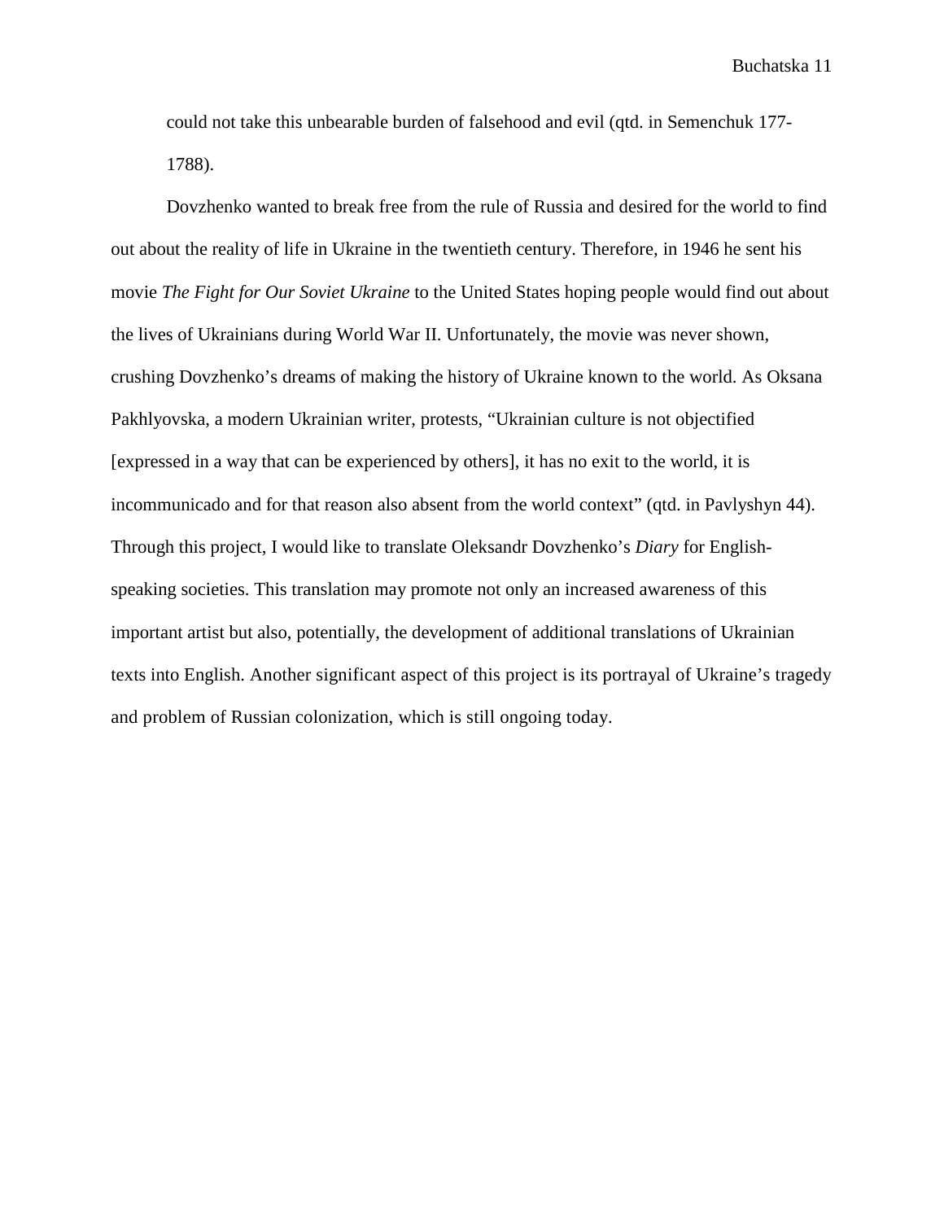could not take this unbearable burden of falsehood and evil (qtd. in Semenchuk 177-1788).

Dovzhenko wanted to break free from the rule of Russia and desired for the world to find out about the reality of life in Ukraine in the twentieth century. Therefore, in 1946 he sent his movie *The Fight for Our Soviet Ukraine* to the United States hoping people would find out about the lives of Ukrainians during World War II. Unfortunately, the movie was never shown, crushing Dovzhenko's dreams of making the history of Ukraine known to the world. As Oksana Pakhlyovska, a modern Ukrainian writer, protests, "Ukrainian culture is not objectified [expressed in a way that can be experienced by others], it has no exit to the world, it is incommunicado and for that reason also absent from the world context" (qtd. in Pavlyshyn 44). Through this project, I would like to translate Oleksandr Dovzhenko's *Diary* for English-speaking societies. This translation may promote not only an increased awareness of this important artist but also, potentially, the development of additional translations of Ukrainian texts into English. Another significant aspect of this project is its portrayal of Ukraine's tragedy and problem of Russian colonization, which is still ongoing today.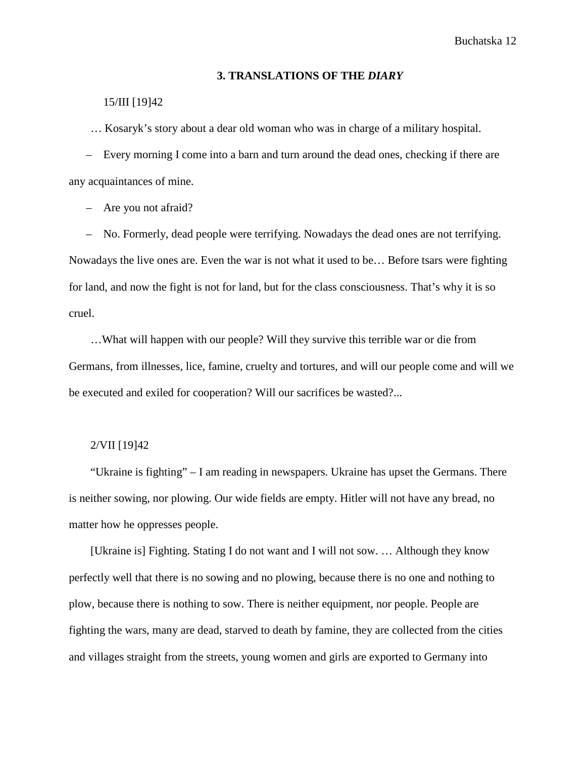## 3. TRANSLATIONS OF THE *DIARY*

15/III [19]42

… Kosaryk's story about a dear old woman who was in charge of a military hospital.

– Every morning I come into a barn and turn around the dead ones, checking if there are any acquaintances of mine.

– Are you not afraid?

– No. Formerly, dead people were terrifying. Nowadays the dead ones are not terrifying. Nowadays the live ones are. Even the war is not what it used to be… Before tsars were fighting for land, and now the fight is not for land, but for the class consciousness. That's why it is so cruel.

…What will happen with our people? Will they survive this terrible war or die from Germans, from illnesses, lice, famine, cruelty and tortures, and will our people come and will we be executed and exiled for cooperation? Will our sacrifices be wasted?...

2/VII [19]42

"Ukraine is fighting" – I am reading in newspapers. Ukraine has upset the Germans. There is neither sowing, nor plowing. Our wide fields are empty. Hitler will not have any bread, no matter how he oppresses people.

[Ukraine is] Fighting. Stating I do not want and I will not sow. … Although they know perfectly well that there is no sowing and no plowing, because there is no one and nothing to plow, because there is nothing to sow. There is neither equipment, nor people. People are fighting the wars, many are dead, starved to death by famine, they are collected from the cities and villages straight from the streets, young women and girls are exported to Germany into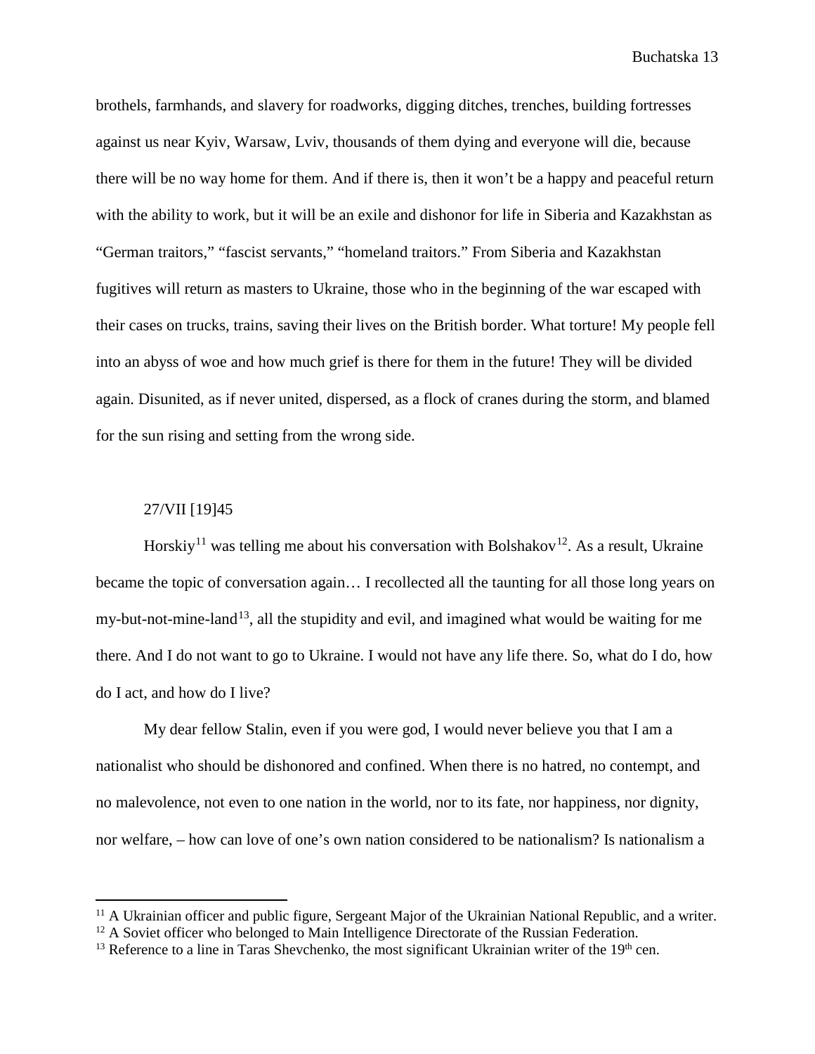brothels, farmhands, and slavery for roadworks, digging ditches, trenches, building fortresses against us near Kyiv, Warsaw, Lviv, thousands of them dying and everyone will die, because there will be no way home for them. And if there is, then it won't be a happy and peaceful return with the ability to work, but it will be an exile and dishonor for life in Siberia and Kazakhstan as "German traitors," "fascist servants," "homeland traitors." From Siberia and Kazakhstan fugitives will return as masters to Ukraine, those who in the beginning of the war escaped with their cases on trucks, trains, saving their lives on the British border. What torture! My people fell into an abyss of woe and how much grief is there for them in the future! They will be divided again. Disunited, as if never united, dispersed, as a flock of cranes during the storm, and blamed for the sun rising and setting from the wrong side.

27/VII [19]45

Horskiy[11] was telling me about his conversation with Bolshakov[12]. As a result, Ukraine became the topic of conversation again… I recollected all the taunting for all those long years on my-but-not-mine-land[13], all the stupidity and evil, and imagined what would be waiting for me there. And I do not want to go to Ukraine. I would not have any life there. So, what do I do, how do I act, and how do I live?

My dear fellow Stalin, even if you were god, I would never believe you that I am a nationalist who should be dishonored and confined. When there is no hatred, no contempt, and no malevolence, not even to one nation in the world, nor to its fate, nor happiness, nor dignity, nor welfare, – how can love of one's own nation considered to be nationalism? Is nationalism a

---

[11] A Ukrainian officer and public figure, Sergeant Major of the Ukrainian National Republic, and a writer.

[12] A Soviet officer who belonged to Main Intelligence Directorate of the Russian Federation.

[13] Reference to a line in Taras Shevchenko, the most significant Ukrainian writer of the 19th cen.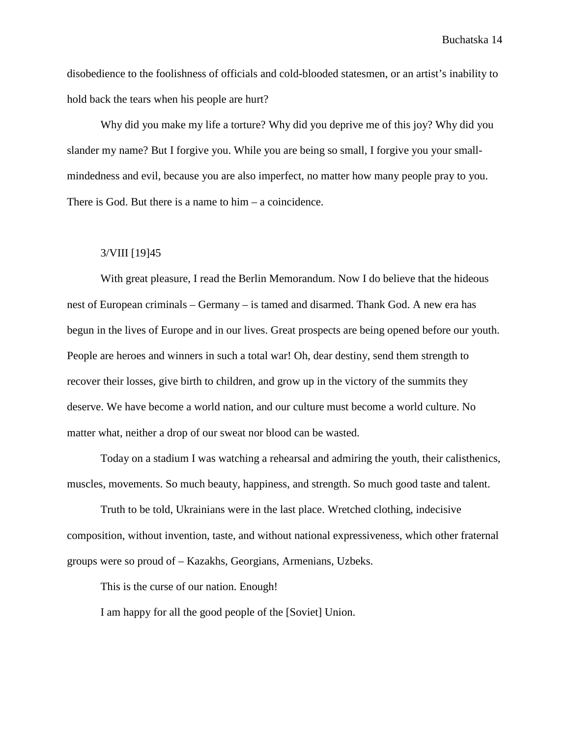disobedience to the foolishness of officials and cold-blooded statesmen, or an artist's inability to hold back the tears when his people are hurt?

Why did you make my life a torture? Why did you deprive me of this joy? Why did you slander my name? But I forgive you. While you are being so small, I forgive you your small-mindedness and evil, because you are also imperfect, no matter how many people pray to you. There is God. But there is a name to him – a coincidence.

3/VIII [19]45

With great pleasure, I read the Berlin Memorandum. Now I do believe that the hideous nest of European criminals – Germany – is tamed and disarmed. Thank God. A new era has begun in the lives of Europe and in our lives. Great prospects are being opened before our youth. People are heroes and winners in such a total war! Oh, dear destiny, send them strength to recover their losses, give birth to children, and grow up in the victory of the summits they deserve. We have become a world nation, and our culture must become a world culture. No matter what, neither a drop of our sweat nor blood can be wasted.

Today on a stadium I was watching a rehearsal and admiring the youth, their calisthenics, muscles, movements. So much beauty, happiness, and strength. So much good taste and talent.

Truth to be told, Ukrainians were in the last place. Wretched clothing, indecisive composition, without invention, taste, and without national expressiveness, which other fraternal groups were so proud of – Kazakhs, Georgians, Armenians, Uzbeks.

This is the curse of our nation. Enough!

I am happy for all the good people of the [Soviet] Union.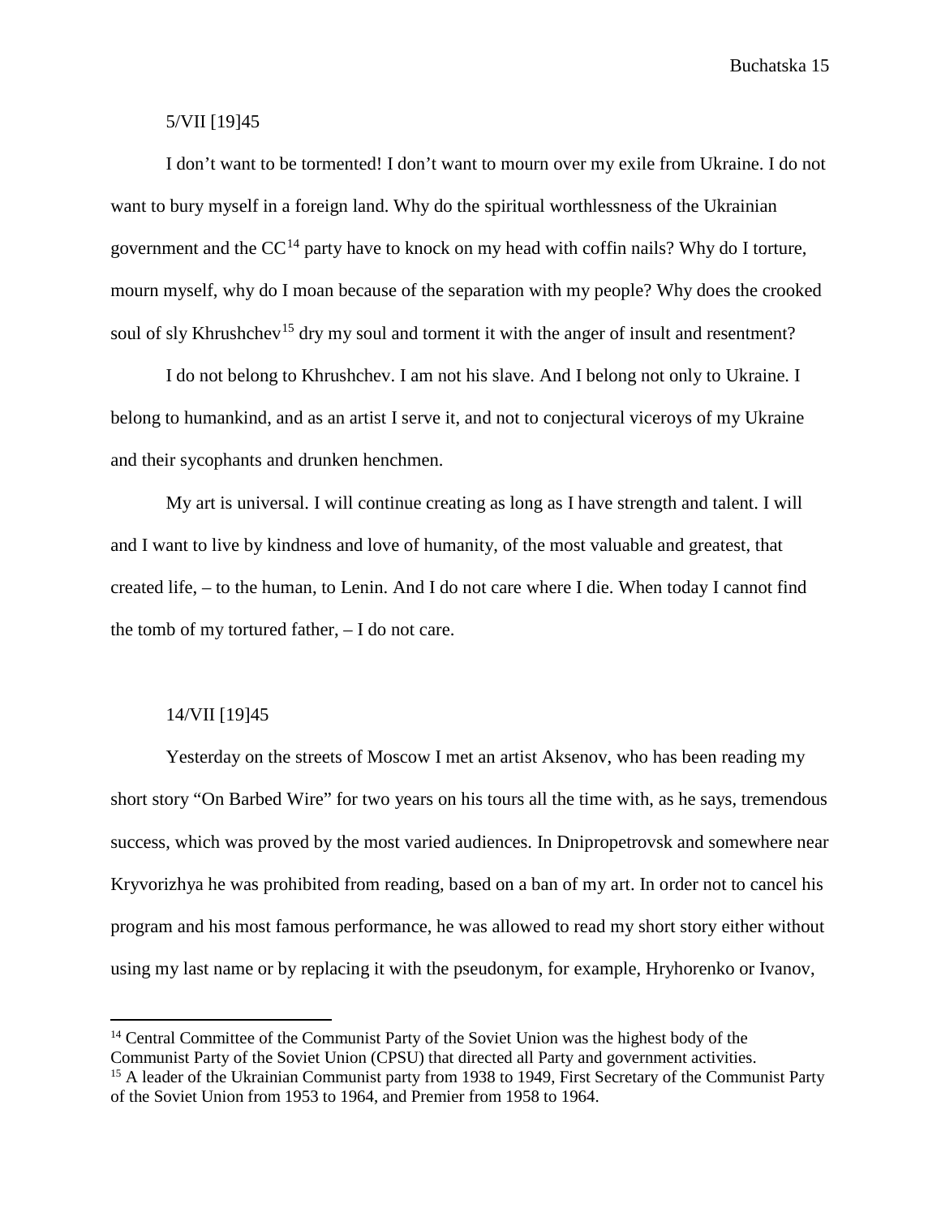5/VII [19]45

I don't want to be tormented! I don't want to mourn over my exile from Ukraine. I do not want to bury myself in a foreign land. Why do the spiritual worthlessness of the Ukrainian government and the CC[14] party have to knock on my head with coffin nails? Why do I torture, mourn myself, why do I moan because of the separation with my people? Why does the crooked soul of sly Khrushchev[15] dry my soul and torment it with the anger of insult and resentment?

I do not belong to Khrushchev. I am not his slave. And I belong not only to Ukraine. I belong to humankind, and as an artist I serve it, and not to conjectural viceroys of my Ukraine and their sycophants and drunken henchmen.

My art is universal. I will continue creating as long as I have strength and talent. I will and I want to live by kindness and love of humanity, of the most valuable and greatest, that created life, – to the human, to Lenin. And I do not care where I die. When today I cannot find the tomb of my tortured father, – I do not care.

14/VII [19]45

Yesterday on the streets of Moscow I met an artist Aksenov, who has been reading my short story "On Barbed Wire" for two years on his tours all the time with, as he says, tremendous success, which was proved by the most varied audiences. In Dnipropetrovsk and somewhere near Kryvorizhya he was prohibited from reading, based on a ban of my art. In order not to cancel his program and his most famous performance, he was allowed to read my short story either without using my last name or by replacing it with the pseudonym, for example, Hryhorenko or Ivanov,

---

[14] Central Committee of the Communist Party of the Soviet Union was the highest body of the Communist Party of the Soviet Union (CPSU) that directed all Party and government activities.

[15] A leader of the Ukrainian Communist party from 1938 to 1949, First Secretary of the Communist Party of the Soviet Union from 1953 to 1964, and Premier from 1958 to 1964.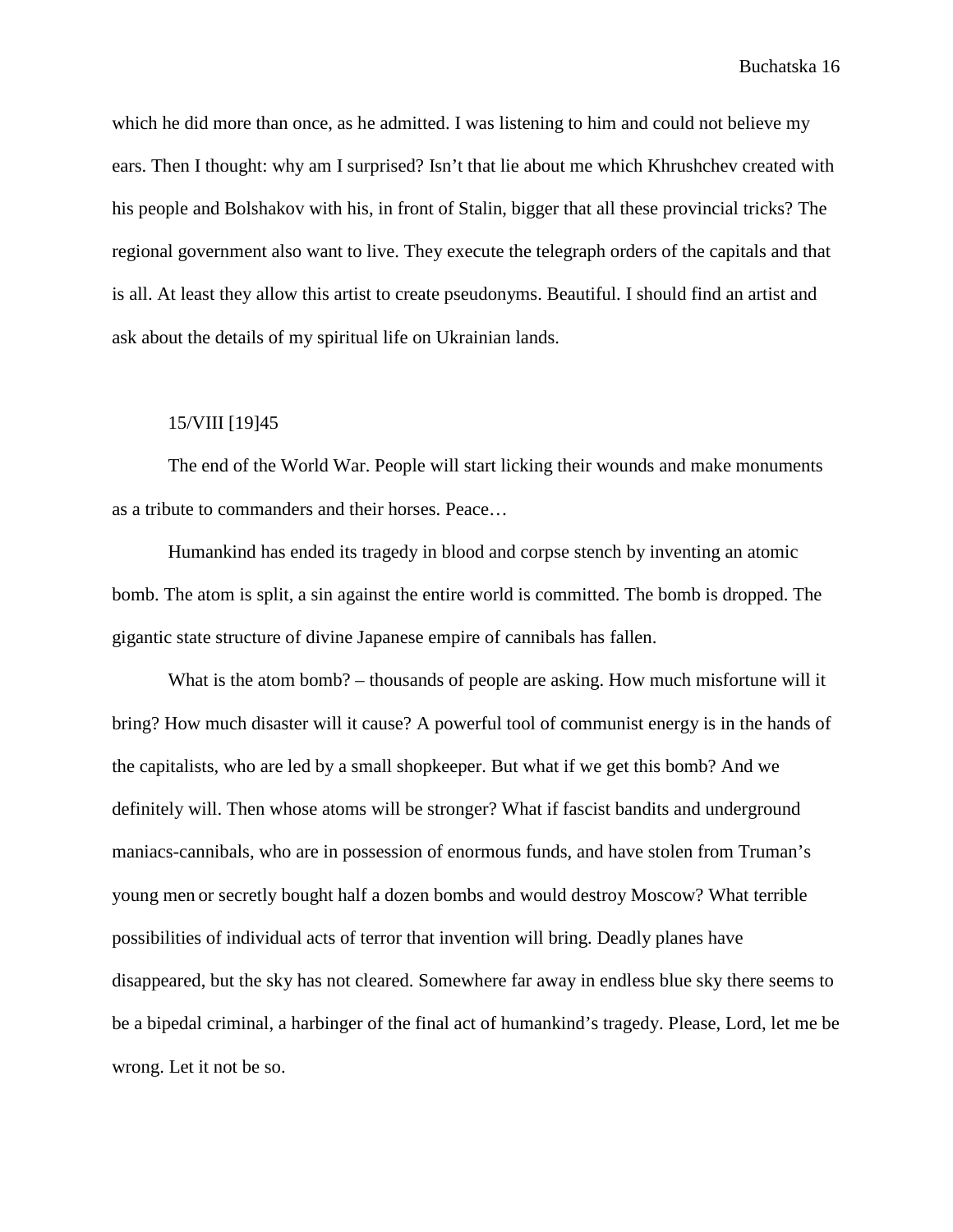which he did more than once, as he admitted. I was listening to him and could not believe my ears. Then I thought: why am I surprised? Isn't that lie about me which Khrushchev created with his people and Bolshakov with his, in front of Stalin, bigger that all these provincial tricks? The regional government also want to live. They execute the telegraph orders of the capitals and that is all. At least they allow this artist to create pseudonyms. Beautiful. I should find an artist and ask about the details of my spiritual life on Ukrainian lands.

15/VIII [19]45

The end of the World War. People will start licking their wounds and make monuments as a tribute to commanders and their horses. Peace…

Humankind has ended its tragedy in blood and corpse stench by inventing an atomic bomb. The atom is split, a sin against the entire world is committed. The bomb is dropped. The gigantic state structure of divine Japanese empire of cannibals has fallen.

What is the atom bomb? – thousands of people are asking. How much misfortune will it bring? How much disaster will it cause? A powerful tool of communist energy is in the hands of the capitalists, who are led by a small shopkeeper. But what if we get this bomb? And we definitely will. Then whose atoms will be stronger? What if fascist bandits and underground maniacs-cannibals, who are in possession of enormous funds, and have stolen from Truman's young men or secretly bought half a dozen bombs and would destroy Moscow? What terrible possibilities of individual acts of terror that invention will bring. Deadly planes have disappeared, but the sky has not cleared. Somewhere far away in endless blue sky there seems to be a bipedal criminal, a harbinger of the final act of humankind's tragedy. Please, Lord, let me be wrong. Let it not be so.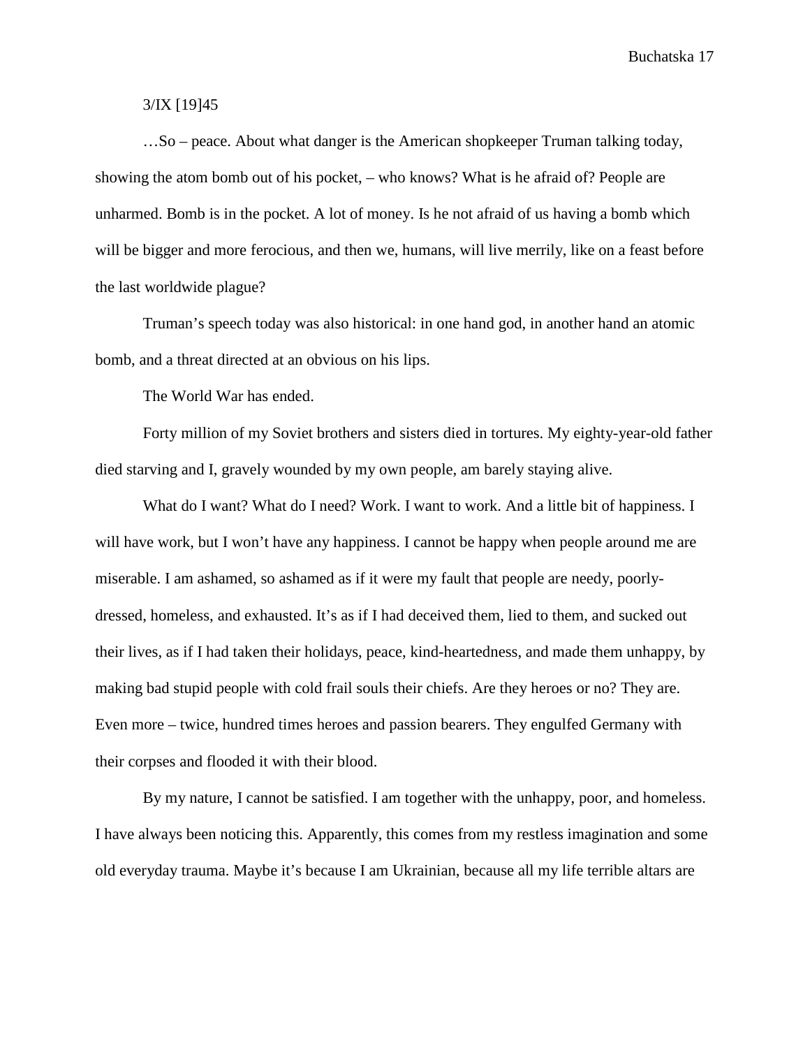3/IX [19]45

…So – peace. About what danger is the American shopkeeper Truman talking today, showing the atom bomb out of his pocket, – who knows? What is he afraid of? People are unharmed. Bomb is in the pocket. A lot of money. Is he not afraid of us having a bomb which will be bigger and more ferocious, and then we, humans, will live merrily, like on a feast before the last worldwide plague?

Truman's speech today was also historical: in one hand god, in another hand an atomic bomb, and a threat directed at an obvious on his lips.

The World War has ended.

Forty million of my Soviet brothers and sisters died in tortures. My eighty-year-old father died starving and I, gravely wounded by my own people, am barely staying alive.

What do I want? What do I need? Work. I want to work. And a little bit of happiness. I will have work, but I won't have any happiness. I cannot be happy when people around me are miserable. I am ashamed, so ashamed as if it were my fault that people are needy, poorly-dressed, homeless, and exhausted. It's as if I had deceived them, lied to them, and sucked out their lives, as if I had taken their holidays, peace, kind-heartedness, and made them unhappy, by making bad stupid people with cold frail souls their chiefs. Are they heroes or no? They are. Even more – twice, hundred times heroes and passion bearers. They engulfed Germany with their corpses and flooded it with their blood.

By my nature, I cannot be satisfied. I am together with the unhappy, poor, and homeless. I have always been noticing this. Apparently, this comes from my restless imagination and some old everyday trauma. Maybe it's because I am Ukrainian, because all my life terrible altars are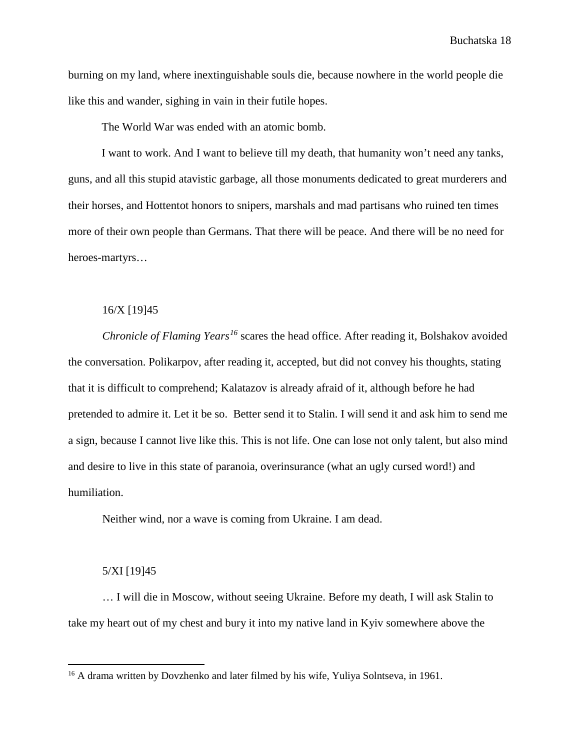burning on my land, where inextinguishable souls die, because nowhere in the world people die like this and wander, sighing in vain in their futile hopes.

The World War was ended with an atomic bomb.

I want to work. And I want to believe till my death, that humanity won't need any tanks, guns, and all this stupid atavistic garbage, all those monuments dedicated to great murderers and their horses, and Hottentot honors to snipers, marshals and mad partisans who ruined ten times more of their own people than Germans. That there will be peace. And there will be no need for heroes-martyrs…

16/X [19]45

*Chronicle of Flaming Years*[16] scares the head office. After reading it, Bolshakov avoided the conversation. Polikarpov, after reading it, accepted, but did not convey his thoughts, stating that it is difficult to comprehend; Kalatazov is already afraid of it, although before he had pretended to admire it. Let it be so. Better send it to Stalin. I will send it and ask him to send me a sign, because I cannot live like this. This is not life. One can lose not only talent, but also mind and desire to live in this state of paranoia, overinsurance (what an ugly cursed word!) and humiliation.

Neither wind, nor a wave is coming from Ukraine. I am dead.

5/XI [19]45

… I will die in Moscow, without seeing Ukraine. Before my death, I will ask Stalin to take my heart out of my chest and bury it into my native land in Kyiv somewhere above the

---

[16] A drama written by Dovzhenko and later filmed by his wife, Yuliya Solntseva, in 1961.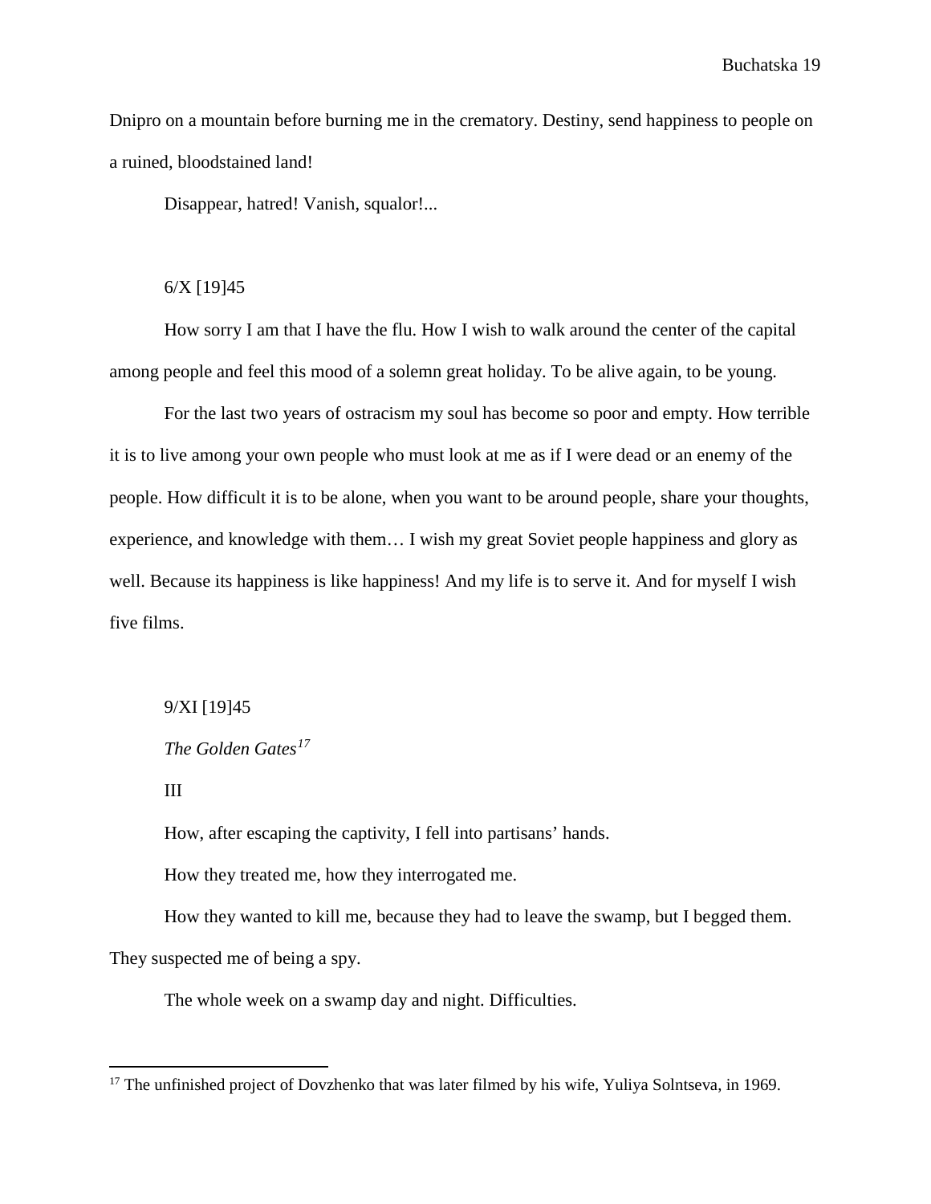Dnipro on a mountain before burning me in the crematory. Destiny, send happiness to people on a ruined, bloodstained land!

Disappear, hatred! Vanish, squalor!...

6/X [19]45

How sorry I am that I have the flu. How I wish to walk around the center of the capital among people and feel this mood of a solemn great holiday. To be alive again, to be young.

For the last two years of ostracism my soul has become so poor and empty. How terrible it is to live among your own people who must look at me as if I were dead or an enemy of the people. How difficult it is to be alone, when you want to be around people, share your thoughts, experience, and knowledge with them… I wish my great Soviet people happiness and glory as well. Because its happiness is like happiness! And my life is to serve it. And for myself I wish five films.

9/XI [19]45

*The Golden Gates*[17]

III

How, after escaping the captivity, I fell into partisans' hands.

How they treated me, how they interrogated me.

How they wanted to kill me, because they had to leave the swamp, but I begged them. They suspected me of being a spy.

The whole week on a swamp day and night. Difficulties.

---

[17] The unfinished project of Dovzhenko that was later filmed by his wife, Yuliya Solntseva, in 1969.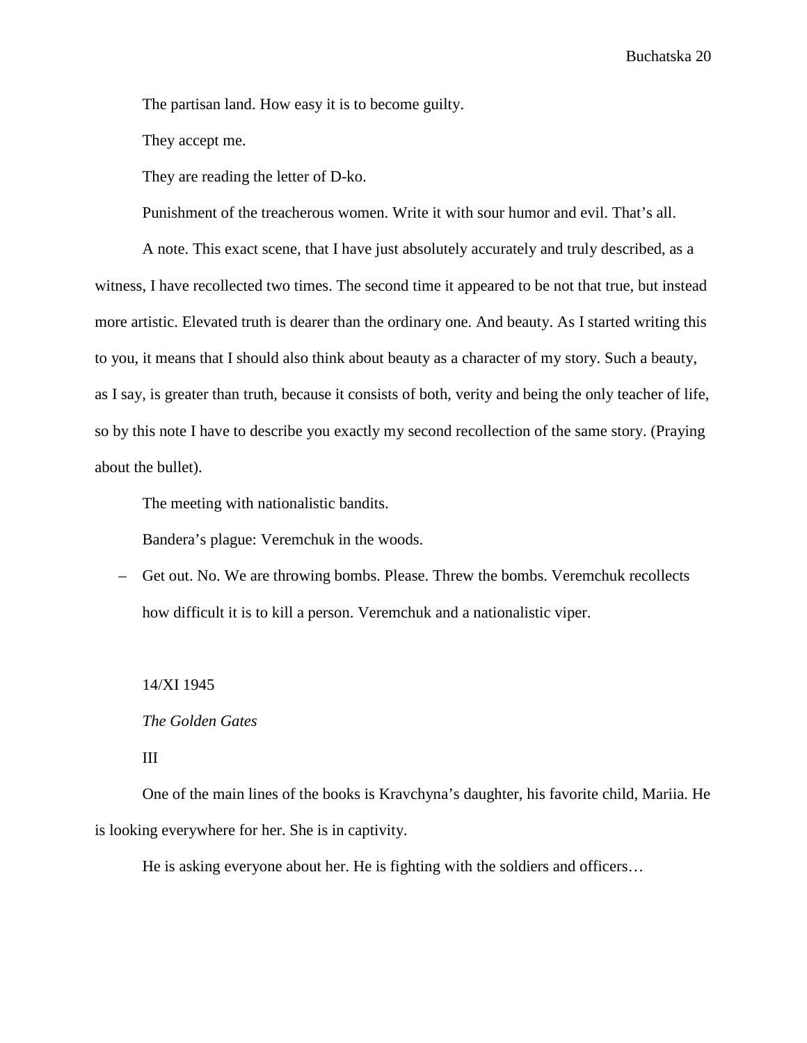The partisan land. How easy it is to become guilty.

They accept me.

They are reading the letter of D-ko.

Punishment of the treacherous women. Write it with sour humor and evil. That's all.

A note. This exact scene, that I have just absolutely accurately and truly described, as a witness, I have recollected two times. The second time it appeared to be not that true, but instead more artistic. Elevated truth is dearer than the ordinary one. And beauty. As I started writing this to you, it means that I should also think about beauty as a character of my story. Such a beauty, as I say, is greater than truth, because it consists of both, verity and being the only teacher of life, so by this note I have to describe you exactly my second recollection of the same story. (Praying about the bullet).

The meeting with nationalistic bandits.

Bandera's plague: Veremchuk in the woods.

– Get out. No. We are throwing bombs. Please. Threw the bombs. Veremchuk recollects how difficult it is to kill a person. Veremchuk and a nationalistic viper.

14/XI 1945

*The Golden Gates*

III

One of the main lines of the books is Kravchyna's daughter, his favorite child, Mariia. He is looking everywhere for her. She is in captivity.

He is asking everyone about her. He is fighting with the soldiers and officers…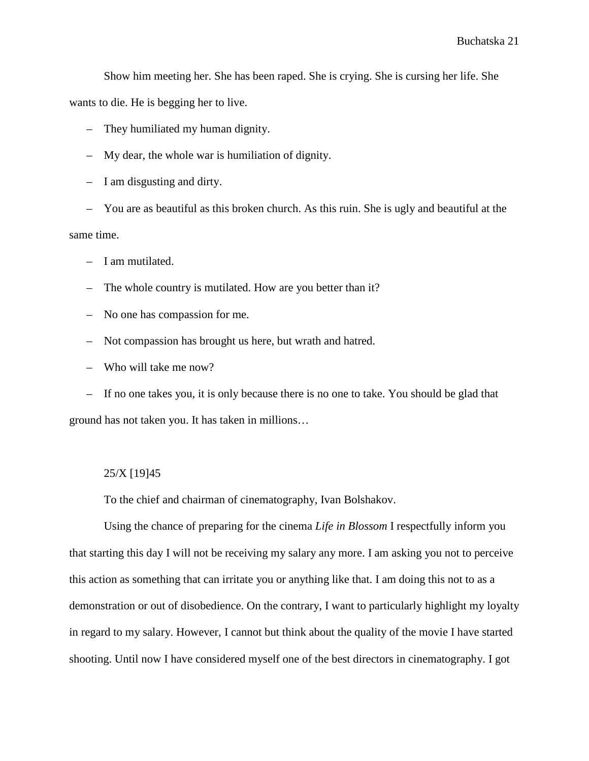Show him meeting her. She has been raped. She is crying. She is cursing her life. She wants to die. He is begging her to live.

– They humiliated my human dignity.

– My dear, the whole war is humiliation of dignity.

– I am disgusting and dirty.

– You are as beautiful as this broken church. As this ruin. She is ugly and beautiful at the same time.

– I am mutilated.

– The whole country is mutilated. How are you better than it?

– No one has compassion for me.

– Not compassion has brought us here, but wrath and hatred.

– Who will take me now?

– If no one takes you, it is only because there is no one to take. You should be glad that ground has not taken you. It has taken in millions…

25/X [19]45

To the chief and chairman of cinematography, Ivan Bolshakov.

Using the chance of preparing for the cinema *Life in Blossom* I respectfully inform you that starting this day I will not be receiving my salary any more. I am asking you not to perceive this action as something that can irritate you or anything like that. I am doing this not to as a demonstration or out of disobedience. On the contrary, I want to particularly highlight my loyalty in regard to my salary. However, I cannot but think about the quality of the movie I have started shooting. Until now I have considered myself one of the best directors in cinematography. I got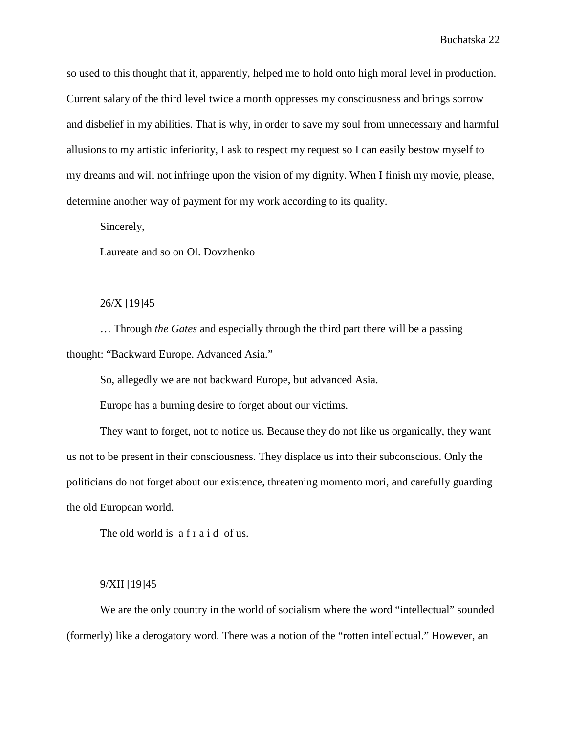so used to this thought that it, apparently, helped me to hold onto high moral level in production. Current salary of the third level twice a month oppresses my consciousness and brings sorrow and disbelief in my abilities. That is why, in order to save my soul from unnecessary and harmful allusions to my artistic inferiority, I ask to respect my request so I can easily bestow myself to my dreams and will not infringe upon the vision of my dignity. When I finish my movie, please, determine another way of payment for my work according to its quality.

Sincerely,

Laureate and so on Ol. Dovzhenko

26/X [19]45

… Through *the Gates* and especially through the third part there will be a passing thought: "Backward Europe. Advanced Asia."

So, allegedly we are not backward Europe, but advanced Asia.

Europe has a burning desire to forget about our victims.

They want to forget, not to notice us. Because they do not like us organically, they want us not to be present in their consciousness. They displace us into their subconscious. Only the politicians do not forget about our existence, threatening momento mori, and carefully guarding the old European world.

The old world is a f r a i d of us.

9/XII [19]45

We are the only country in the world of socialism where the word "intellectual" sounded (formerly) like a derogatory word. There was a notion of the "rotten intellectual." However, an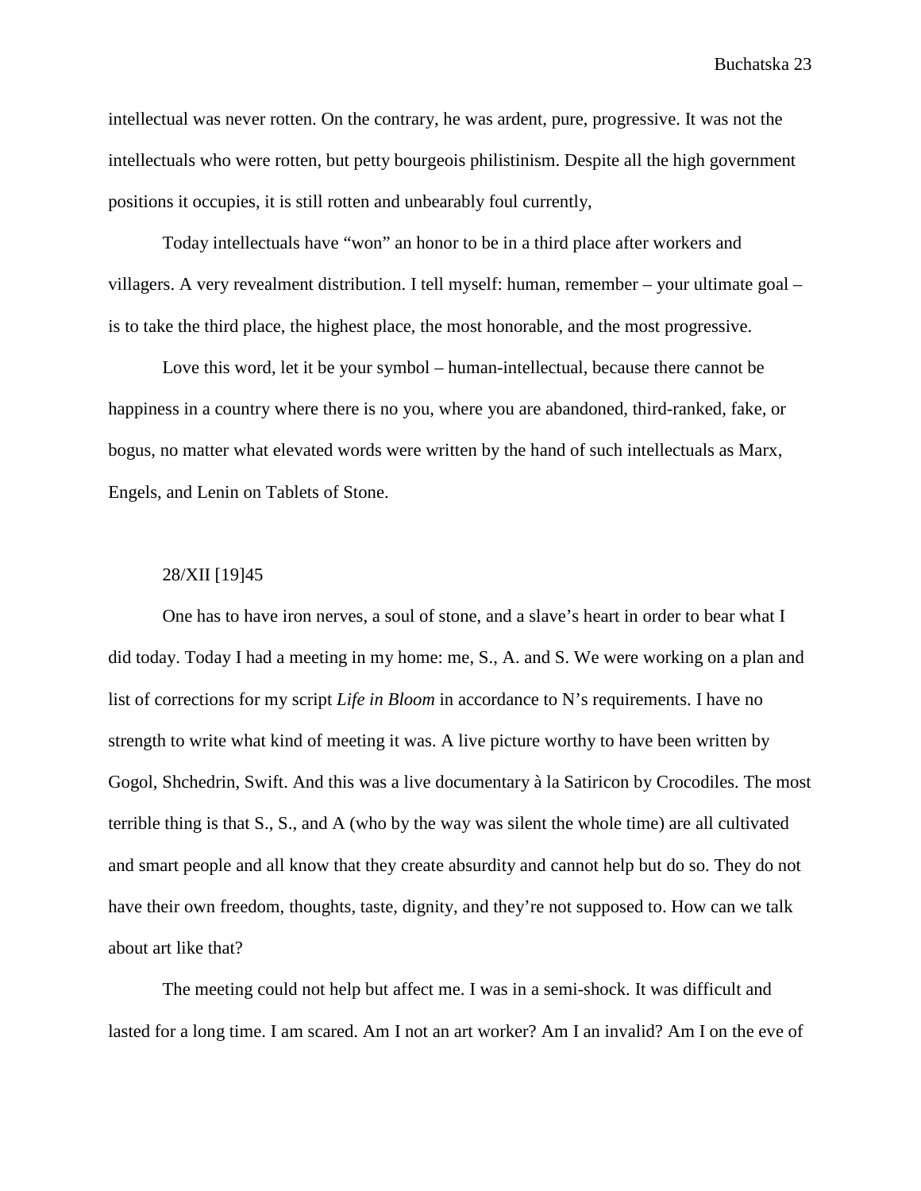intellectual was never rotten. On the contrary, he was ardent, pure, progressive. It was not the intellectuals who were rotten, but petty bourgeois philistinism. Despite all the high government positions it occupies, it is still rotten and unbearably foul currently,

Today intellectuals have "won" an honor to be in a third place after workers and villagers. A very revealment distribution. I tell myself: human, remember – your ultimate goal – is to take the third place, the highest place, the most honorable, and the most progressive.

Love this word, let it be your symbol – human-intellectual, because there cannot be happiness in a country where there is no you, where you are abandoned, third-ranked, fake, or bogus, no matter what elevated words were written by the hand of such intellectuals as Marx, Engels, and Lenin on Tablets of Stone.

28/XII [19]45

One has to have iron nerves, a soul of stone, and a slave's heart in order to bear what I did today. Today I had a meeting in my home: me, S., A. and S. We were working on a plan and list of corrections for my script *Life in Bloom* in accordance to N's requirements. I have no strength to write what kind of meeting it was. A live picture worthy to have been written by Gogol, Shchedrin, Swift. And this was a live documentary à la Satiricon by Crocodiles. The most terrible thing is that S., S., and A (who by the way was silent the whole time) are all cultivated and smart people and all know that they create absurdity and cannot help but do so. They do not have their own freedom, thoughts, taste, dignity, and they're not supposed to. How can we talk about art like that?

The meeting could not help but affect me. I was in a semi-shock. It was difficult and lasted for a long time. I am scared. Am I not an art worker? Am I an invalid? Am I on the eve of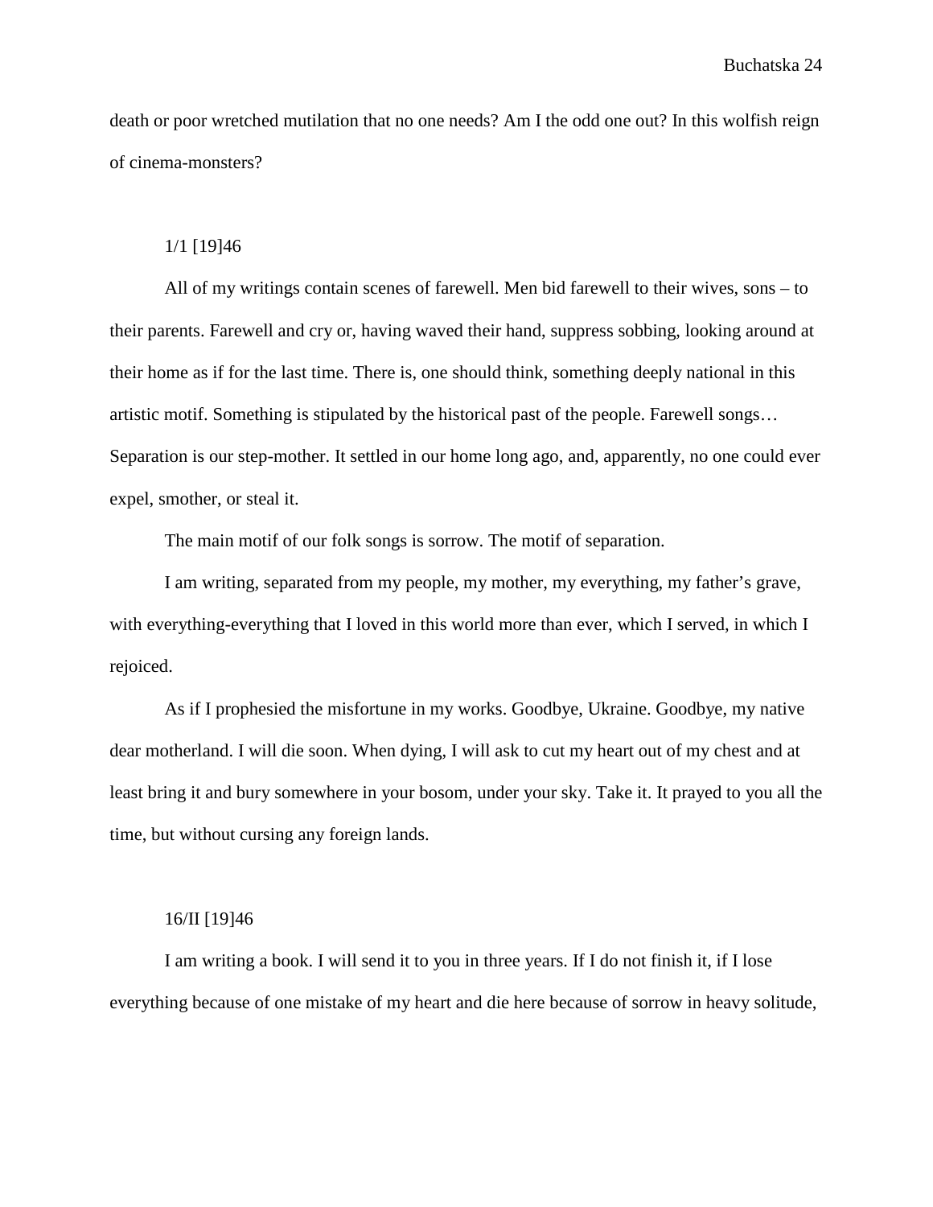death or poor wretched mutilation that no one needs? Am I the odd one out? In this wolfish reign of cinema-monsters?

1/1 [19]46

All of my writings contain scenes of farewell. Men bid farewell to their wives, sons – to their parents. Farewell and cry or, having waved their hand, suppress sobbing, looking around at their home as if for the last time. There is, one should think, something deeply national in this artistic motif. Something is stipulated by the historical past of the people. Farewell songs… Separation is our step-mother. It settled in our home long ago, and, apparently, no one could ever expel, smother, or steal it.

The main motif of our folk songs is sorrow. The motif of separation.

I am writing, separated from my people, my mother, my everything, my father's grave, with everything-everything that I loved in this world more than ever, which I served, in which I rejoiced.

As if I prophesied the misfortune in my works. Goodbye, Ukraine. Goodbye, my native dear motherland. I will die soon. When dying, I will ask to cut my heart out of my chest and at least bring it and bury somewhere in your bosom, under your sky. Take it. It prayed to you all the time, but without cursing any foreign lands.

16/II [19]46

I am writing a book. I will send it to you in three years. If I do not finish it, if I lose everything because of one mistake of my heart and die here because of sorrow in heavy solitude,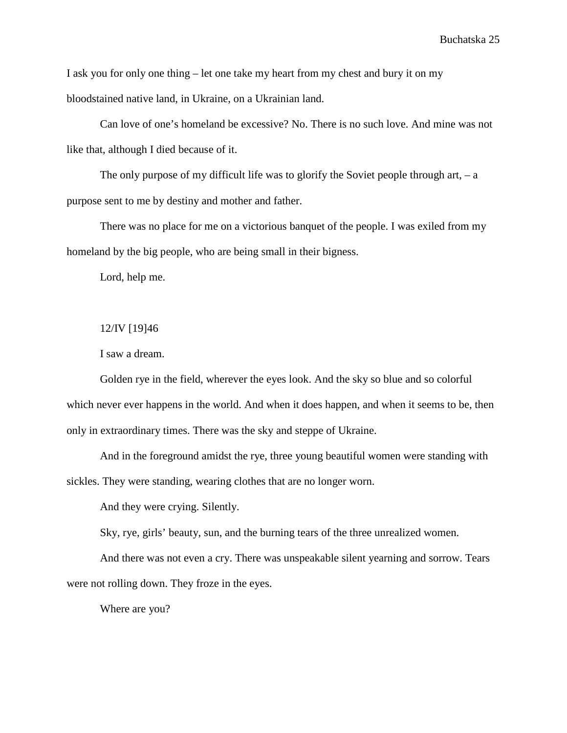I ask you for only one thing – let one take my heart from my chest and bury it on my bloodstained native land, in Ukraine, on a Ukrainian land.

Can love of one's homeland be excessive? No. There is no such love. And mine was not like that, although I died because of it.

The only purpose of my difficult life was to glorify the Soviet people through art, – a purpose sent to me by destiny and mother and father.

There was no place for me on a victorious banquet of the people. I was exiled from my homeland by the big people, who are being small in their bigness.

Lord, help me.

12/IV [19]46

I saw a dream.

Golden rye in the field, wherever the eyes look. And the sky so blue and so colorful which never ever happens in the world. And when it does happen, and when it seems to be, then only in extraordinary times. There was the sky and steppe of Ukraine.

And in the foreground amidst the rye, three young beautiful women were standing with sickles. They were standing, wearing clothes that are no longer worn.

And they were crying. Silently.

Sky, rye, girls' beauty, sun, and the burning tears of the three unrealized women.

And there was not even a cry. There was unspeakable silent yearning and sorrow. Tears were not rolling down. They froze in the eyes.

Where are you?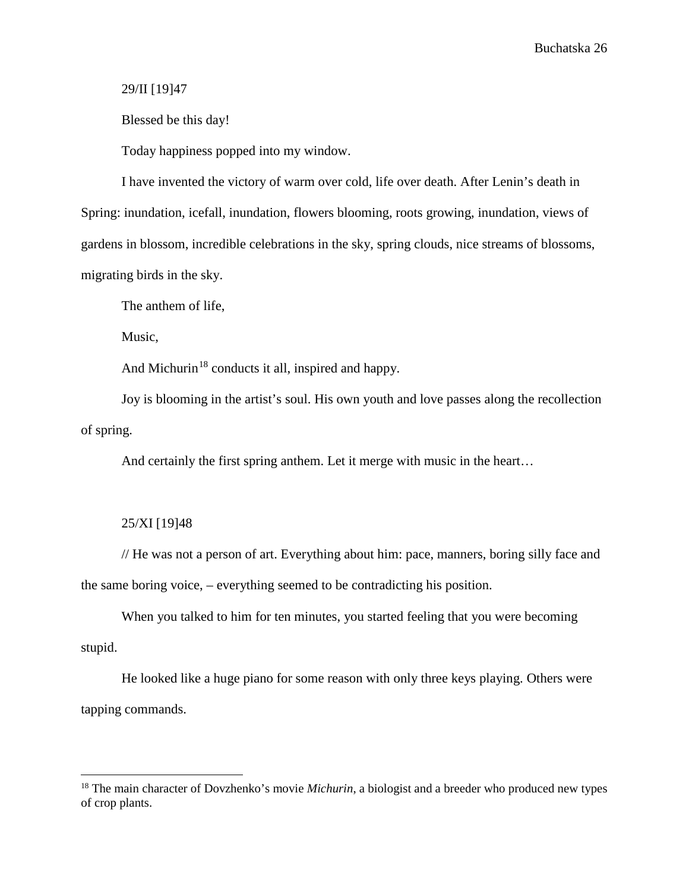29/II [19]47

Blessed be this day!

Today happiness popped into my window.

I have invented the victory of warm over cold, life over death. After Lenin's death in Spring: inundation, icefall, inundation, flowers blooming, roots growing, inundation, views of gardens in blossom, incredible celebrations in the sky, spring clouds, nice streams of blossoms, migrating birds in the sky.

The anthem of life,

Music,

And Michurin[18] conducts it all, inspired and happy.

Joy is blooming in the artist's soul. His own youth and love passes along the recollection of spring.

And certainly the first spring anthem. Let it merge with music in the heart…

25/XI [19]48

// He was not a person of art. Everything about him: pace, manners, boring silly face and the same boring voice, – everything seemed to be contradicting his position.

When you talked to him for ten minutes, you started feeling that you were becoming stupid.

He looked like a huge piano for some reason with only three keys playing. Others were tapping commands.

---

[18] The main character of Dovzhenko's movie *Michurin*, a biologist and a breeder who produced new types of crop plants.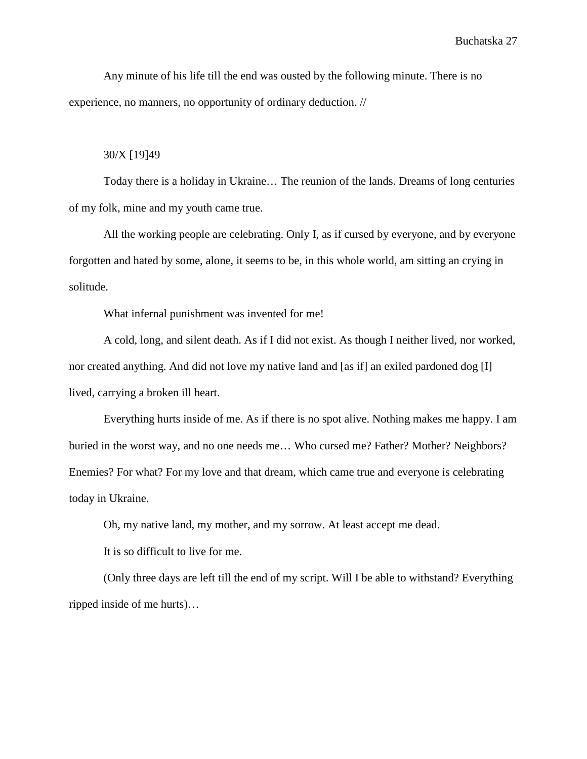Any minute of his life till the end was ousted by the following minute. There is no experience, no manners, no opportunity of ordinary deduction. //

30/X [19]49

Today there is a holiday in Ukraine… The reunion of the lands. Dreams of long centuries of my folk, mine and my youth came true.

All the working people are celebrating. Only I, as if cursed by everyone, and by everyone forgotten and hated by some, alone, it seems to be, in this whole world, am sitting an crying in solitude.

What infernal punishment was invented for me!

A cold, long, and silent death. As if I did not exist. As though I neither lived, nor worked, nor created anything. And did not love my native land and [as if] an exiled pardoned dog [I] lived, carrying a broken ill heart.

Everything hurts inside of me. As if there is no spot alive. Nothing makes me happy. I am buried in the worst way, and no one needs me… Who cursed me? Father? Mother? Neighbors? Enemies? For what? For my love and that dream, which came true and everyone is celebrating today in Ukraine.

Oh, my native land, my mother, and my sorrow. At least accept me dead.

It is so difficult to live for me.

(Only three days are left till the end of my script. Will I be able to withstand? Everything ripped inside of me hurts)…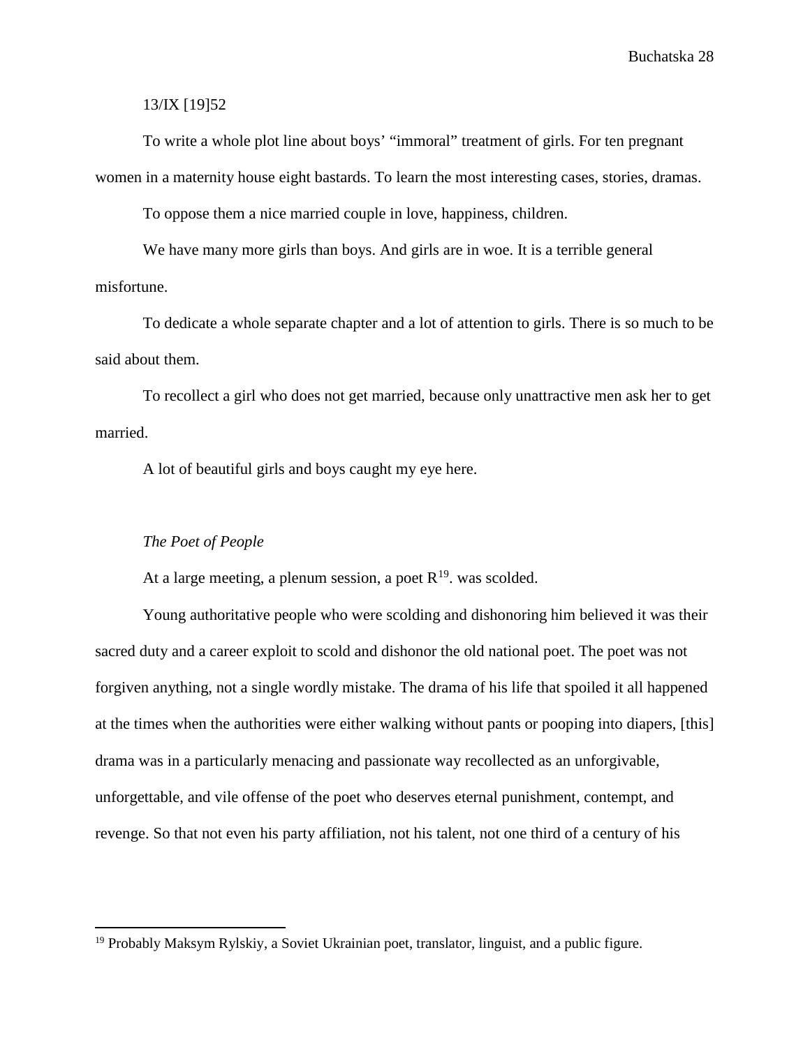13/IX [19]52

To write a whole plot line about boys' "immoral" treatment of girls. For ten pregnant women in a maternity house eight bastards. To learn the most interesting cases, stories, dramas.

To oppose them a nice married couple in love, happiness, children.

We have many more girls than boys. And girls are in woe. It is a terrible general misfortune.

To dedicate a whole separate chapter and a lot of attention to girls. There is so much to be said about them.

To recollect a girl who does not get married, because only unattractive men ask her to get married.

A lot of beautiful girls and boys caught my eye here.

*The Poet of People*

At a large meeting, a plenum session, a poet R[19]. was scolded.

Young authoritative people who were scolding and dishonoring him believed it was their sacred duty and a career exploit to scold and dishonor the old national poet. The poet was not forgiven anything, not a single wordly mistake. The drama of his life that spoiled it all happened at the times when the authorities were either walking without pants or pooping into diapers, [this] drama was in a particularly menacing and passionate way recollected as an unforgivable, unforgettable, and vile offense of the poet who deserves eternal punishment, contempt, and revenge. So that not even his party affiliation, not his talent, not one third of a century of his

[19] Probably Maksym Rylskiy, a Soviet Ukrainian poet, translator, linguist, and a public figure.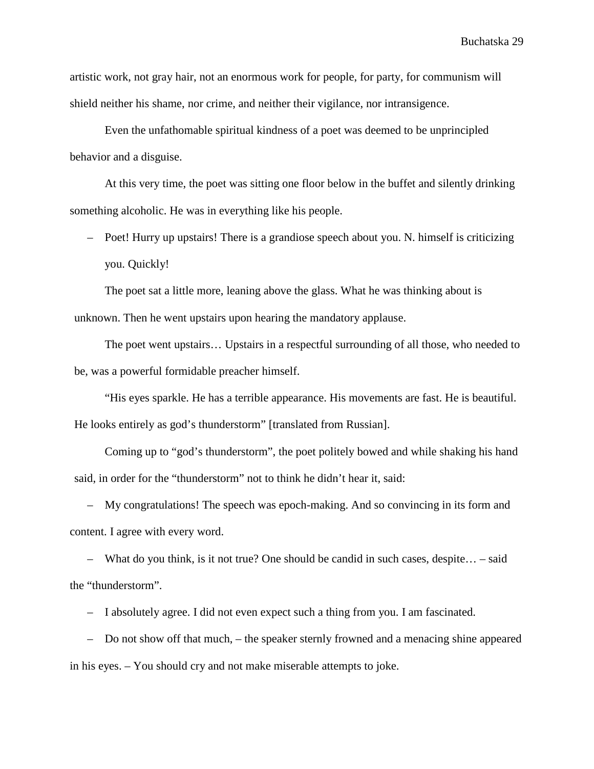artistic work, not gray hair, not an enormous work for people, for party, for communism will shield neither his shame, nor crime, and neither their vigilance, nor intransigence.

Even the unfathomable spiritual kindness of a poet was deemed to be unprincipled behavior and a disguise.

At this very time, the poet was sitting one floor below in the buffet and silently drinking something alcoholic. He was in everything like his people.

– Poet! Hurry up upstairs! There is a grandiose speech about you. N. himself is criticizing you. Quickly!

The poet sat a little more, leaning above the glass. What he was thinking about is unknown. Then he went upstairs upon hearing the mandatory applause.

The poet went upstairs… Upstairs in a respectful surrounding of all those, who needed to be, was a powerful formidable preacher himself.

"His eyes sparkle. He has a terrible appearance. His movements are fast. He is beautiful. He looks entirely as god's thunderstorm" [translated from Russian].

Coming up to "god's thunderstorm", the poet politely bowed and while shaking his hand said, in order for the "thunderstorm" not to think he didn't hear it, said:

– My congratulations! The speech was epoch-making. And so convincing in its form and content. I agree with every word.

– What do you think, is it not true? One should be candid in such cases, despite… – said the "thunderstorm".

– I absolutely agree. I did not even expect such a thing from you. I am fascinated.

– Do not show off that much, – the speaker sternly frowned and a menacing shine appeared in his eyes. – You should cry and not make miserable attempts to joke.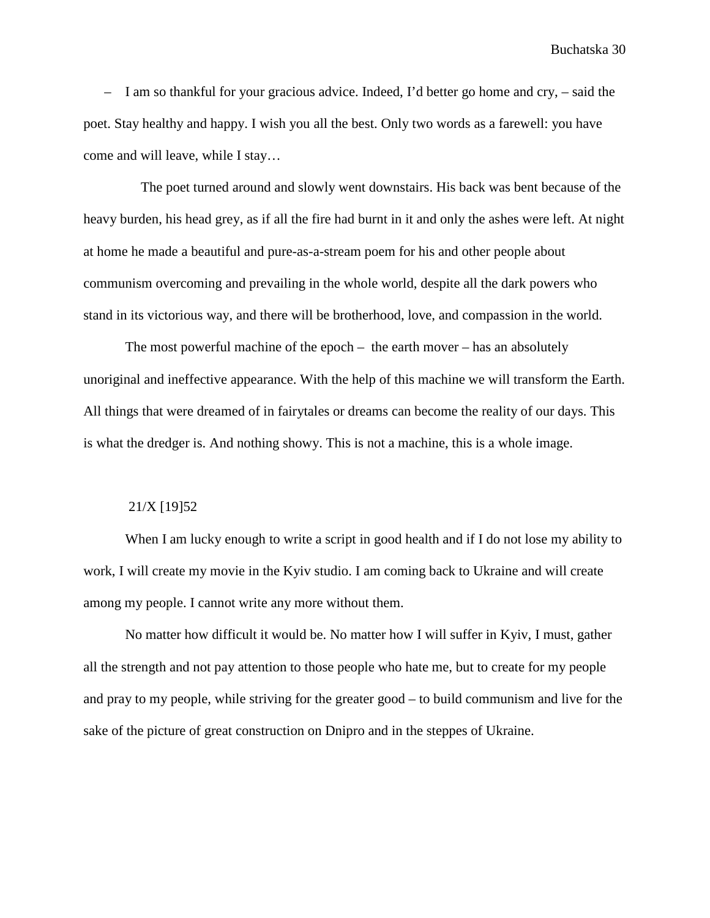– I am so thankful for your gracious advice. Indeed, I'd better go home and cry, – said the poet. Stay healthy and happy. I wish you all the best. Only two words as a farewell: you have come and will leave, while I stay…

The poet turned around and slowly went downstairs. His back was bent because of the heavy burden, his head grey, as if all the fire had burnt in it and only the ashes were left. At night at home he made a beautiful and pure-as-a-stream poem for his and other people about communism overcoming and prevailing in the whole world, despite all the dark powers who stand in its victorious way, and there will be brotherhood, love, and compassion in the world.

The most powerful machine of the epoch – the earth mover – has an absolutely unoriginal and ineffective appearance. With the help of this machine we will transform the Earth. All things that were dreamed of in fairytales or dreams can become the reality of our days. This is what the dredger is. And nothing showy. This is not a machine, this is a whole image.

21/X [19]52

When I am lucky enough to write a script in good health and if I do not lose my ability to work, I will create my movie in the Kyiv studio. I am coming back to Ukraine and will create among my people. I cannot write any more without them.

No matter how difficult it would be. No matter how I will suffer in Kyiv, I must, gather all the strength and not pay attention to those people who hate me, but to create for my people and pray to my people, while striving for the greater good – to build communism and live for the sake of the picture of great construction on Dnipro and in the steppes of Ukraine.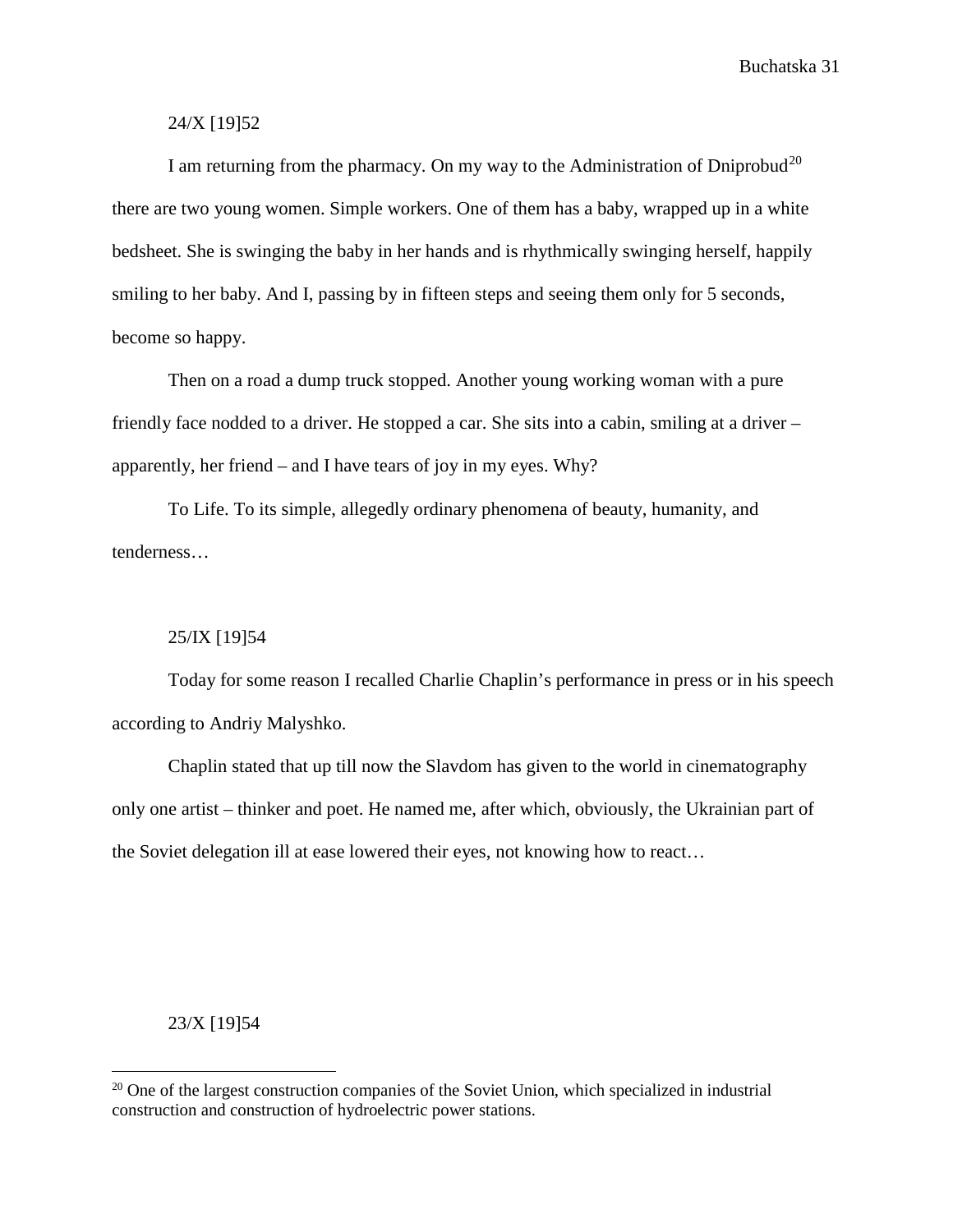24/X [19]52

I am returning from the pharmacy. On my way to the Administration of Dniprobud[20] there are two young women. Simple workers. One of them has a baby, wrapped up in a white bedsheet. She is swinging the baby in her hands and is rhythmically swinging herself, happily smiling to her baby. And I, passing by in fifteen steps and seeing them only for 5 seconds, become so happy.

Then on a road a dump truck stopped. Another young working woman with a pure friendly face nodded to a driver. He stopped a car. She sits into a cabin, smiling at a driver – apparently, her friend – and I have tears of joy in my eyes. Why?

To Life. To its simple, allegedly ordinary phenomena of beauty, humanity, and tenderness…

25/IX [19]54

Today for some reason I recalled Charlie Chaplin's performance in press or in his speech according to Andriy Malyshko.

Chaplin stated that up till now the Slavdom has given to the world in cinematography only one artist – thinker and poet. He named me, after which, obviously, the Ukrainian part of the Soviet delegation ill at ease lowered their eyes, not knowing how to react…

23/X [19]54

[20] One of the largest construction companies of the Soviet Union, which specialized in industrial construction and construction of hydroelectric power stations.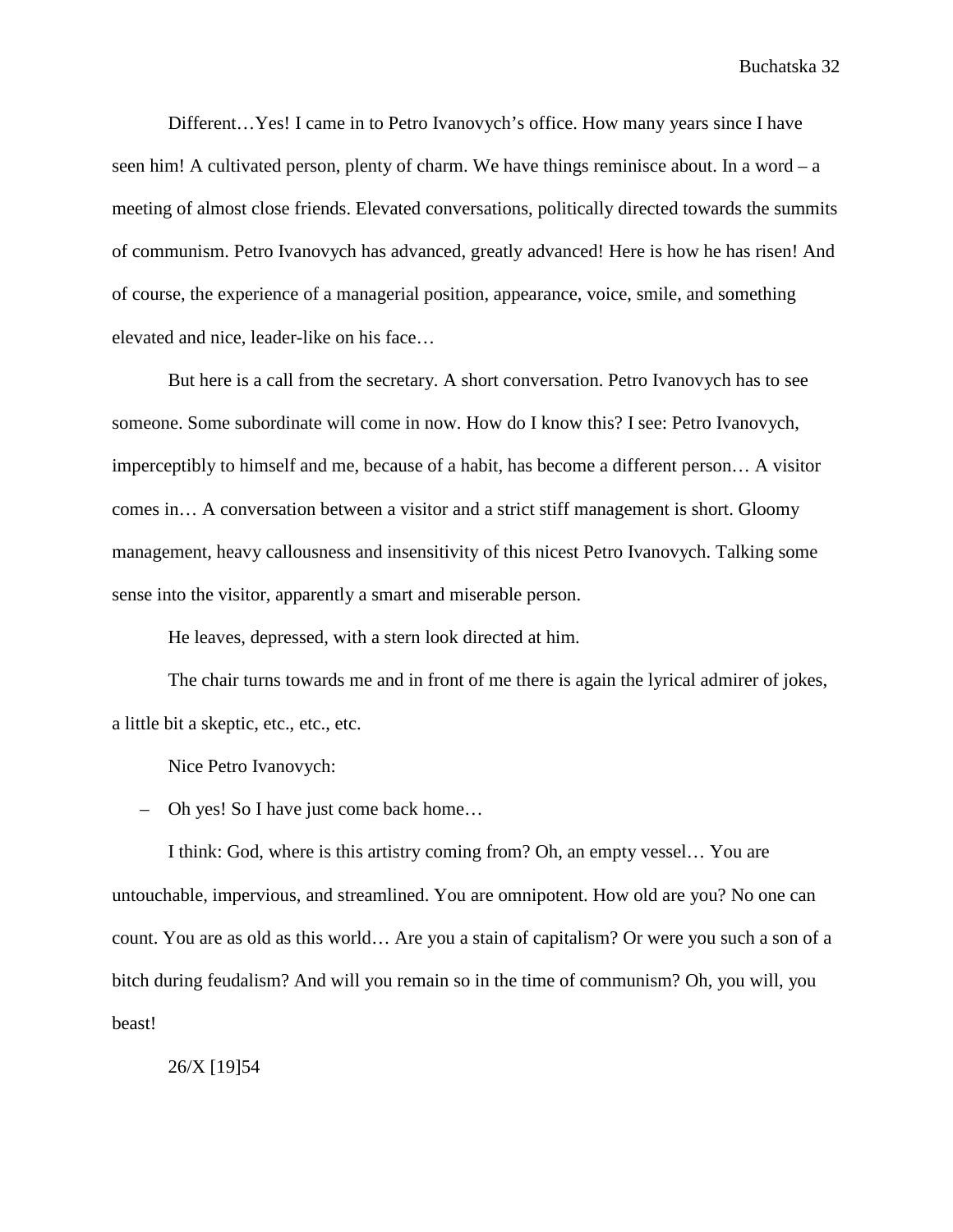Different…Yes! I came in to Petro Ivanovych's office. How many years since I have seen him! A cultivated person, plenty of charm. We have things reminisce about. In a word – a meeting of almost close friends. Elevated conversations, politically directed towards the summits of communism. Petro Ivanovych has advanced, greatly advanced! Here is how he has risen! And of course, the experience of a managerial position, appearance, voice, smile, and something elevated and nice, leader-like on his face…

But here is a call from the secretary. A short conversation. Petro Ivanovych has to see someone. Some subordinate will come in now. How do I know this? I see: Petro Ivanovych, imperceptibly to himself and me, because of a habit, has become a different person… A visitor comes in… A conversation between a visitor and a strict stiff management is short. Gloomy management, heavy callousness and insensitivity of this nicest Petro Ivanovych. Talking some sense into the visitor, apparently a smart and miserable person.

He leaves, depressed, with a stern look directed at him.

The chair turns towards me and in front of me there is again the lyrical admirer of jokes, a little bit a skeptic, etc., etc., etc.

Nice Petro Ivanovych:

– Oh yes! So I have just come back home…

I think: God, where is this artistry coming from? Oh, an empty vessel… You are untouchable, impervious, and streamlined. You are omnipotent. How old are you? No one can count. You are as old as this world… Are you a stain of capitalism? Or were you such a son of a bitch during feudalism? And will you remain so in the time of communism? Oh, you will, you beast!

26/X [19]54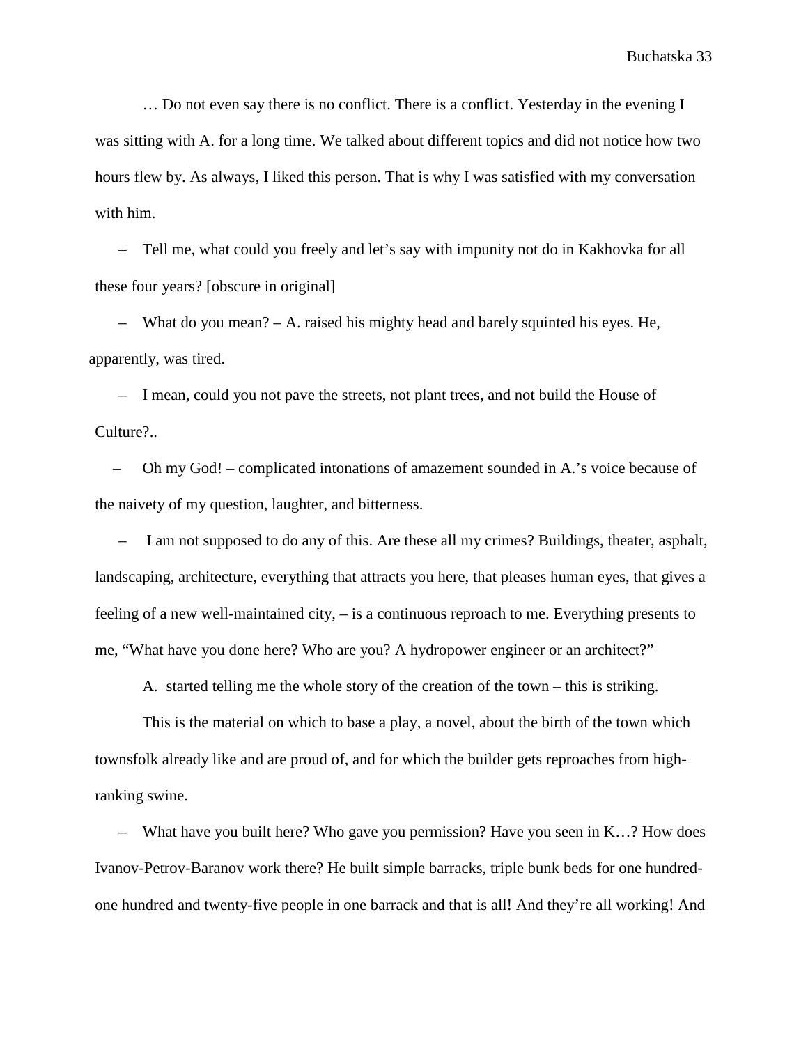… Do not even say there is no conflict. There is a conflict. Yesterday in the evening I was sitting with A. for a long time. We talked about different topics and did not notice how two hours flew by. As always, I liked this person. That is why I was satisfied with my conversation with him.

– Tell me, what could you freely and let's say with impunity not do in Kakhovka for all these four years? [obscure in original]

– What do you mean? – A. raised his mighty head and barely squinted his eyes. He, apparently, was tired.

– I mean, could you not pave the streets, not plant trees, and not build the House of Culture?..

– Oh my God! – complicated intonations of amazement sounded in A.'s voice because of the naivety of my question, laughter, and bitterness.

– I am not supposed to do any of this. Are these all my crimes? Buildings, theater, asphalt, landscaping, architecture, everything that attracts you here, that pleases human eyes, that gives a feeling of a new well-maintained city, – is a continuous reproach to me. Everything presents to me, "What have you done here? Who are you? A hydropower engineer or an architect?"

A. started telling me the whole story of the creation of the town – this is striking.

This is the material on which to base a play, a novel, about the birth of the town which townsfolk already like and are proud of, and for which the builder gets reproaches from high-ranking swine.

– What have you built here? Who gave you permission? Have you seen in K…? How does Ivanov-Petrov-Baranov work there? He built simple barracks, triple bunk beds for one hundred-one hundred and twenty-five people in one barrack and that is all! And they're all working! And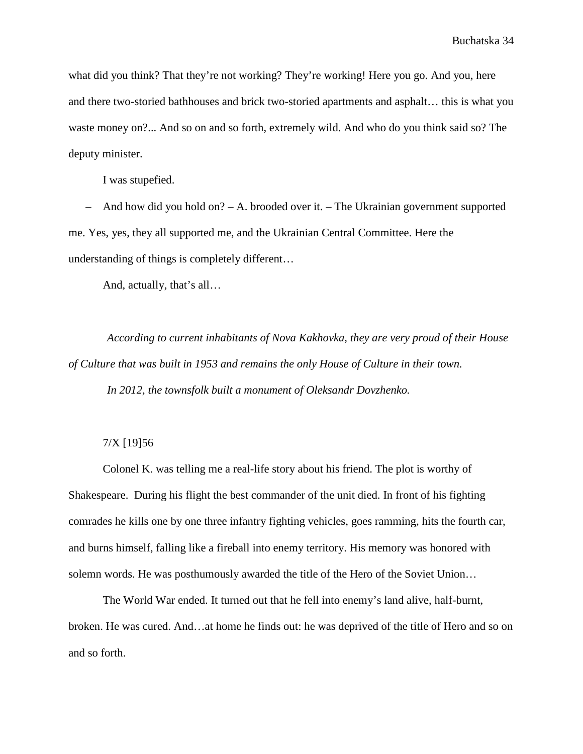what did you think? That they're not working? They're working! Here you go. And you, here and there two-storied bathhouses and brick two-storied apartments and asphalt… this is what you waste money on?... And so on and so forth, extremely wild. And who do you think said so? The deputy minister.

I was stupefied.

– And how did you hold on? – A. brooded over it. – The Ukrainian government supported me. Yes, yes, they all supported me, and the Ukrainian Central Committee. Here the understanding of things is completely different…

And, actually, that's all…

*According to current inhabitants of Nova Kakhovka, they are very proud of their House of Culture that was built in 1953 and remains the only House of Culture in their town.*

*In 2012, the townsfolk built a monument of Oleksandr Dovzhenko.*

7/X [19]56

Colonel K. was telling me a real-life story about his friend. The plot is worthy of Shakespeare. During his flight the best commander of the unit died. In front of his fighting comrades he kills one by one three infantry fighting vehicles, goes ramming, hits the fourth car, and burns himself, falling like a fireball into enemy territory. His memory was honored with solemn words. He was posthumously awarded the title of the Hero of the Soviet Union…

The World War ended. It turned out that he fell into enemy's land alive, half-burnt, broken. He was cured. And…at home he finds out: he was deprived of the title of Hero and so on and so forth.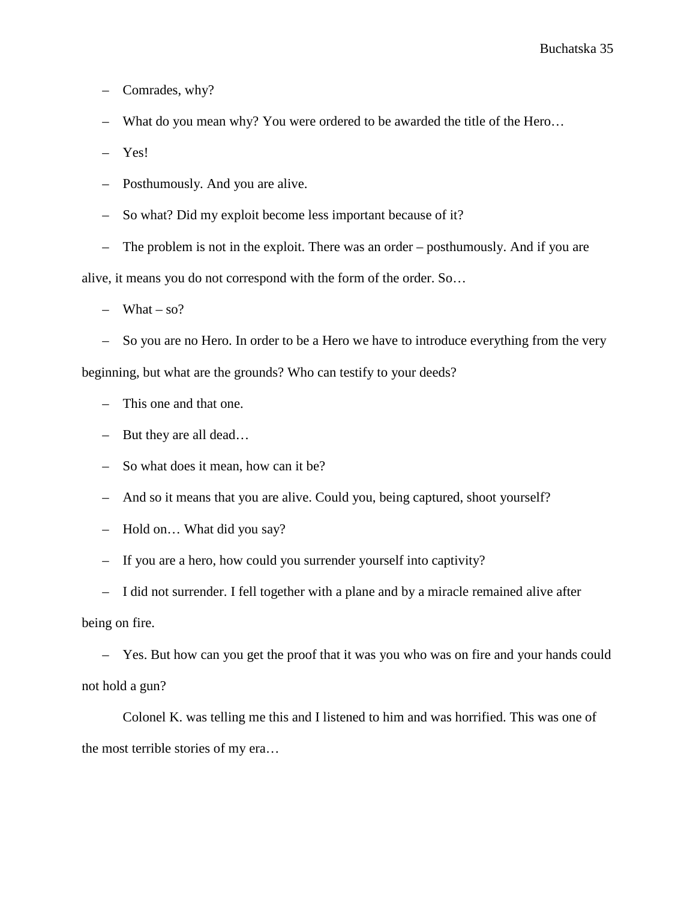– Comrades, why?

– What do you mean why? You were ordered to be awarded the title of the Hero…

– Yes!

– Posthumously. And you are alive.

– So what? Did my exploit become less important because of it?

– The problem is not in the exploit. There was an order – posthumously. And if you are alive, it means you do not correspond with the form of the order. So…

– What – so?

– So you are no Hero. In order to be a Hero we have to introduce everything from the very beginning, but what are the grounds? Who can testify to your deeds?

– This one and that one.

– But they are all dead…

– So what does it mean, how can it be?

– And so it means that you are alive. Could you, being captured, shoot yourself?

– Hold on… What did you say?

– If you are a hero, how could you surrender yourself into captivity?

– I did not surrender. I fell together with a plane and by a miracle remained alive after being on fire.

– Yes. But how can you get the proof that it was you who was on fire and your hands could not hold a gun?

Colonel K. was telling me this and I listened to him and was horrified. This was one of the most terrible stories of my era…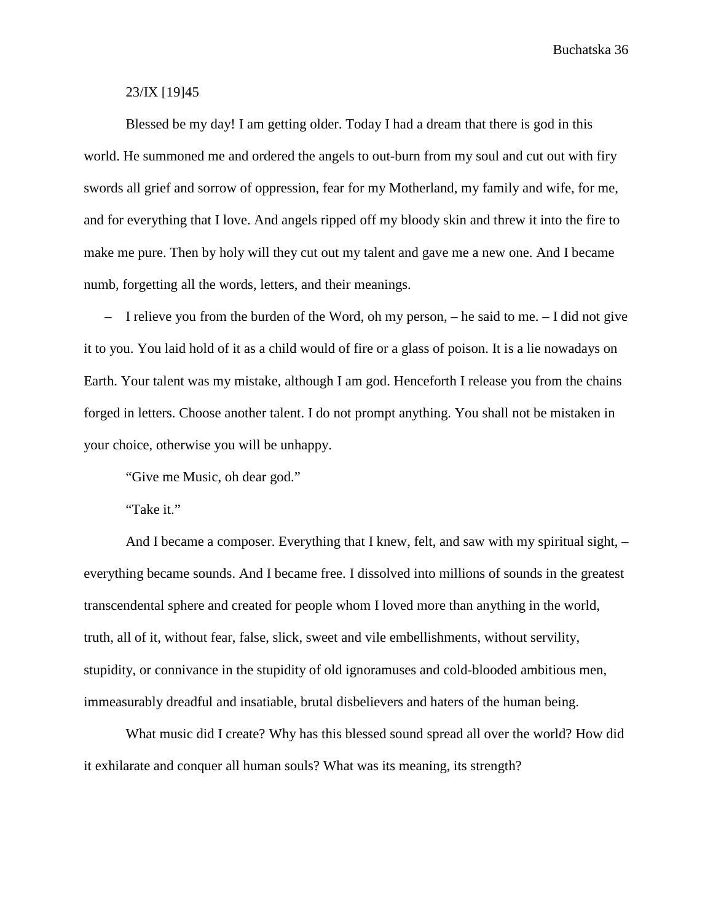23/IX [19]45

Blessed be my day! I am getting older. Today I had a dream that there is god in this world. He summoned me and ordered the angels to out-burn from my soul and cut out with firy swords all grief and sorrow of oppression, fear for my Motherland, my family and wife, for me, and for everything that I love. And angels ripped off my bloody skin and threw it into the fire to make me pure. Then by holy will they cut out my talent and gave me a new one. And I became numb, forgetting all the words, letters, and their meanings.

– I relieve you from the burden of the Word, oh my person, – he said to me. – I did not give it to you. You laid hold of it as a child would of fire or a glass of poison. It is a lie nowadays on Earth. Your talent was my mistake, although I am god. Henceforth I release you from the chains forged in letters. Choose another talent. I do not prompt anything. You shall not be mistaken in your choice, otherwise you will be unhappy.

"Give me Music, oh dear god."

"Take it."

And I became a composer. Everything that I knew, felt, and saw with my spiritual sight, – everything became sounds. And I became free. I dissolved into millions of sounds in the greatest transcendental sphere and created for people whom I loved more than anything in the world, truth, all of it, without fear, false, slick, sweet and vile embellishments, without servility, stupidity, or connivance in the stupidity of old ignoramuses and cold-blooded ambitious men, immeasurably dreadful and insatiable, brutal disbelievers and haters of the human being.

What music did I create? Why has this blessed sound spread all over the world? How did it exhilarate and conquer all human souls? What was its meaning, its strength?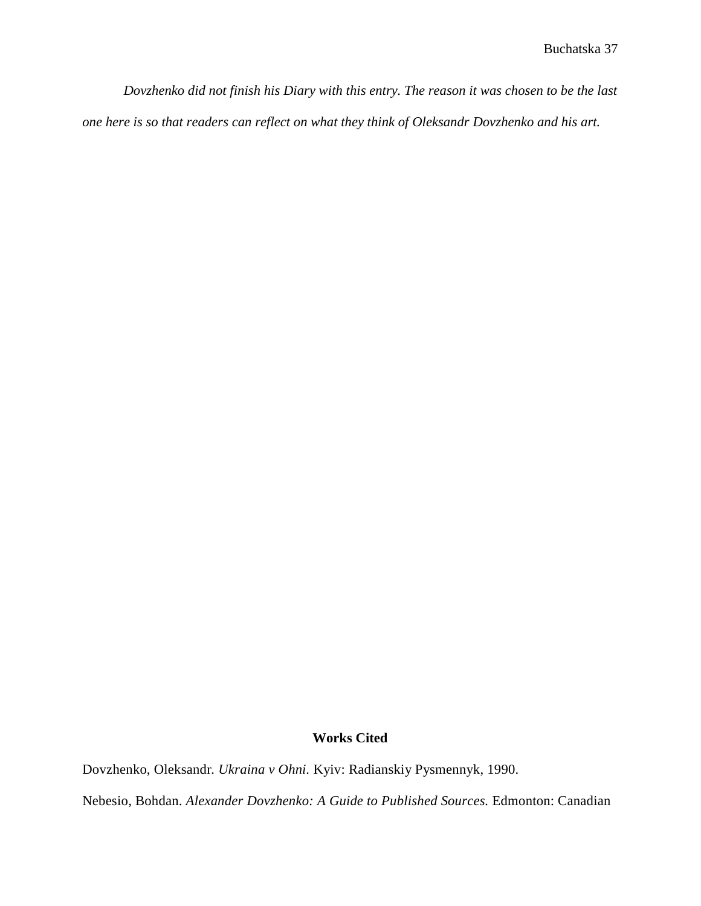*Dovzhenko did not finish his Diary with this entry. The reason it was chosen to be the last one here is so that readers can reflect on what they think of Oleksandr Dovzhenko and his art.*

**Works Cited**

Dovzhenko, Oleksandr. *Ukraina v Ohni.* Kyiv: Radianskiy Pysmennyk, 1990.

Nebesio, Bohdan. *Alexander Dovzhenko: A Guide to Published Sources.* Edmonton: Canadian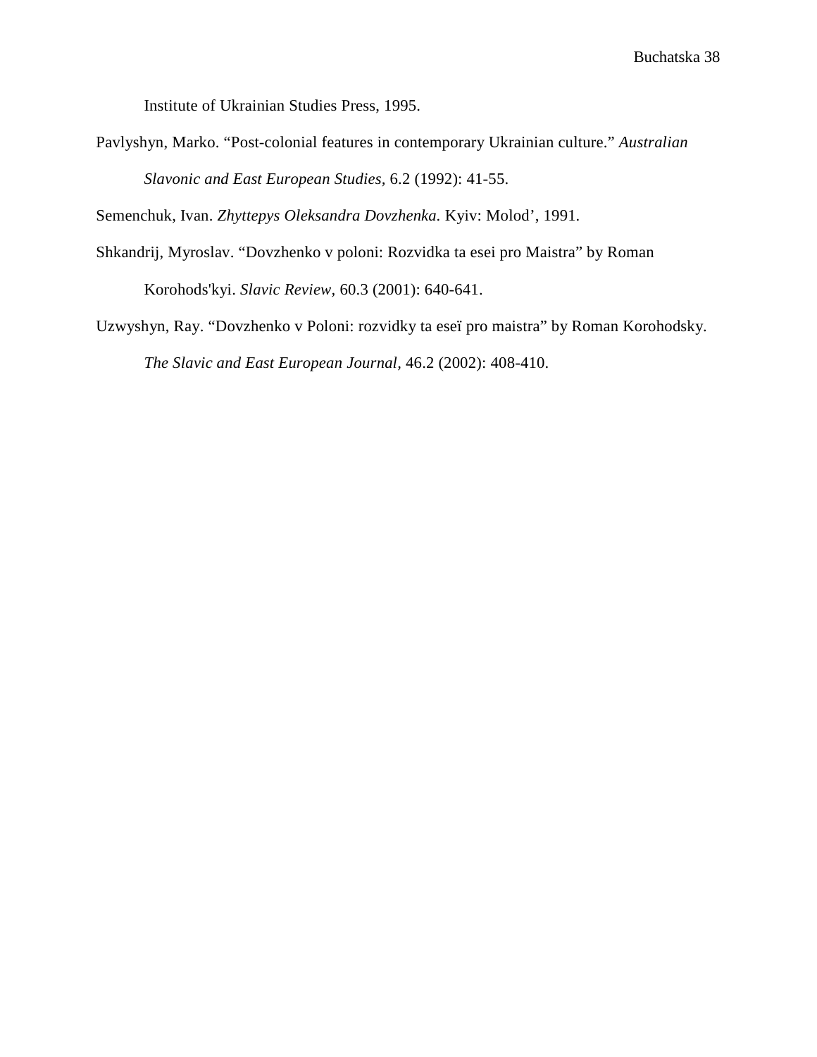Institute of Ukrainian Studies Press, 1995.

Pavlyshyn, Marko. “Post-colonial features in contemporary Ukrainian culture.” *Australian Slavonic and East European Studies*, 6.2 (1992): 41-55.

Semenchuk, Ivan. *Zhyttepys Oleksandra Dovzhenka.* Kyiv: Molod’, 1991.

Shkandrij, Myroslav. “Dovzhenko v poloni: Rozvidka ta esei pro Maistra” by Roman Korohods'kyi. *Slavic Review*, 60.3 (2001): 640-641.

Uzwyshyn, Ray. “Dovzhenko v Poloni: rozvidky ta eseï pro maistra” by Roman Korohodsky. *The Slavic and East European Journal*, 46.2 (2002): 408-410.